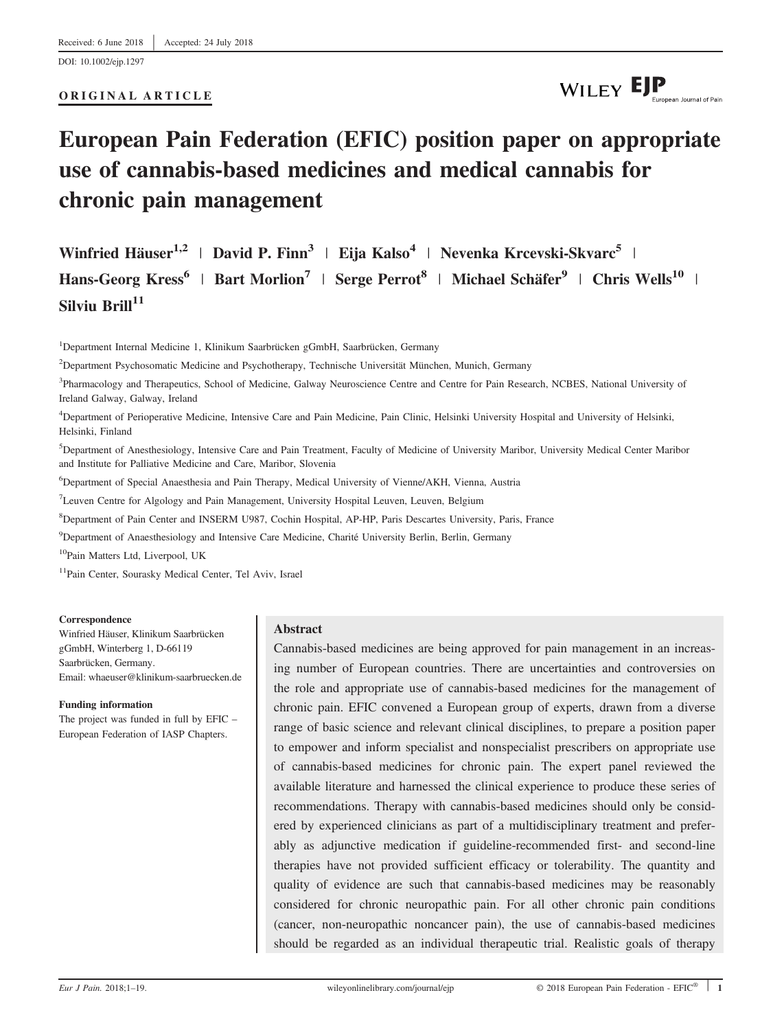Received: 6 June 2018 | Accepted: 24 July 2018

DOI: 10.1002/ejp.1297

**ORIGINAL ARTICLE**

# European Pain Federation (EFIC) position paper on appropriate use of cannabis-based medicines and medical cannabis for chronic pain management

**Winfried Häuser[1,2] | David P. Finn[3] | Eija Kalso[4] | Nevenka Krcevski-Skvarc[5] | Hans-Georg Kress[6] | Bart Morlion[7] | Serge Perrot[8] | Michael Schäfer[9] | Chris Wells[10] | Silviu Brill[11]**

[1]Department Internal Medicine 1, Klinikum Saarbrücken gGmbH, Saarbrücken, Germany

[2]Department Psychosomatic Medicine and Psychotherapy, Technische Universität München, Munich, Germany

[3]Pharmacology and Therapeutics, School of Medicine, Galway Neuroscience Centre and Centre for Pain Research, NCBES, National University of Ireland Galway, Galway, Ireland

[4]Department of Perioperative Medicine, Intensive Care and Pain Medicine, Pain Clinic, Helsinki University Hospital and University of Helsinki, Helsinki, Finland

[5]Department of Anesthesiology, Intensive Care and Pain Treatment, Faculty of Medicine of University Maribor, University Medical Center Maribor and Institute for Palliative Medicine and Care, Maribor, Slovenia

[6]Department of Special Anaesthesia and Pain Therapy, Medical University of Vienna/AKH, Vienna, Austria

[7]Leuven Centre for Algology and Pain Management, University Hospital Leuven, Leuven, Belgium

[8]Department of Pain Center and INSERM U987, Cochin Hospital, AP-HP, Paris Descartes University, Paris, France

[9]Department of Anaesthesiology and Intensive Care Medicine, Charité University Berlin, Berlin, Germany

[10]Pain Matters Ltd, Liverpool, UK

[11]Pain Center, Sourasky Medical Center, Tel Aviv, Israel

**Correspondence**
Winfried Häuser, Klinikum Saarbrücken gGmbH, Winterberg 1, D-66119 Saarbrücken, Germany.
Email: whaeuser@klinikum-saarbruecken.de

**Funding information**
The project was funded in full by EFIC – European Federation of IASP Chapters.

## Abstract

Cannabis-based medicines are being approved for pain management in an increasing number of European countries. There are uncertainties and controversies on the role and appropriate use of cannabis-based medicines for the management of chronic pain. EFIC convened a European group of experts, drawn from a diverse range of basic science and relevant clinical disciplines, to prepare a position paper to empower and inform specialist and nonspecialist prescribers on appropriate use of cannabis-based medicines for chronic pain. The expert panel reviewed the available literature and harnessed the clinical experience to produce these series of recommendations. Therapy with cannabis-based medicines should only be considered by experienced clinicians as part of a multidisciplinary treatment and preferably as adjunctive medication if guideline-recommended first- and second-line therapies have not provided sufficient efficacy or tolerability. The quantity and quality of evidence are such that cannabis-based medicines may be reasonably considered for chronic neuropathic pain. For all other chronic pain conditions (cancer, non-neuropathic noncancer pain), the use of cannabis-based medicines should be regarded as an individual therapeutic trial. Realistic goals of therapy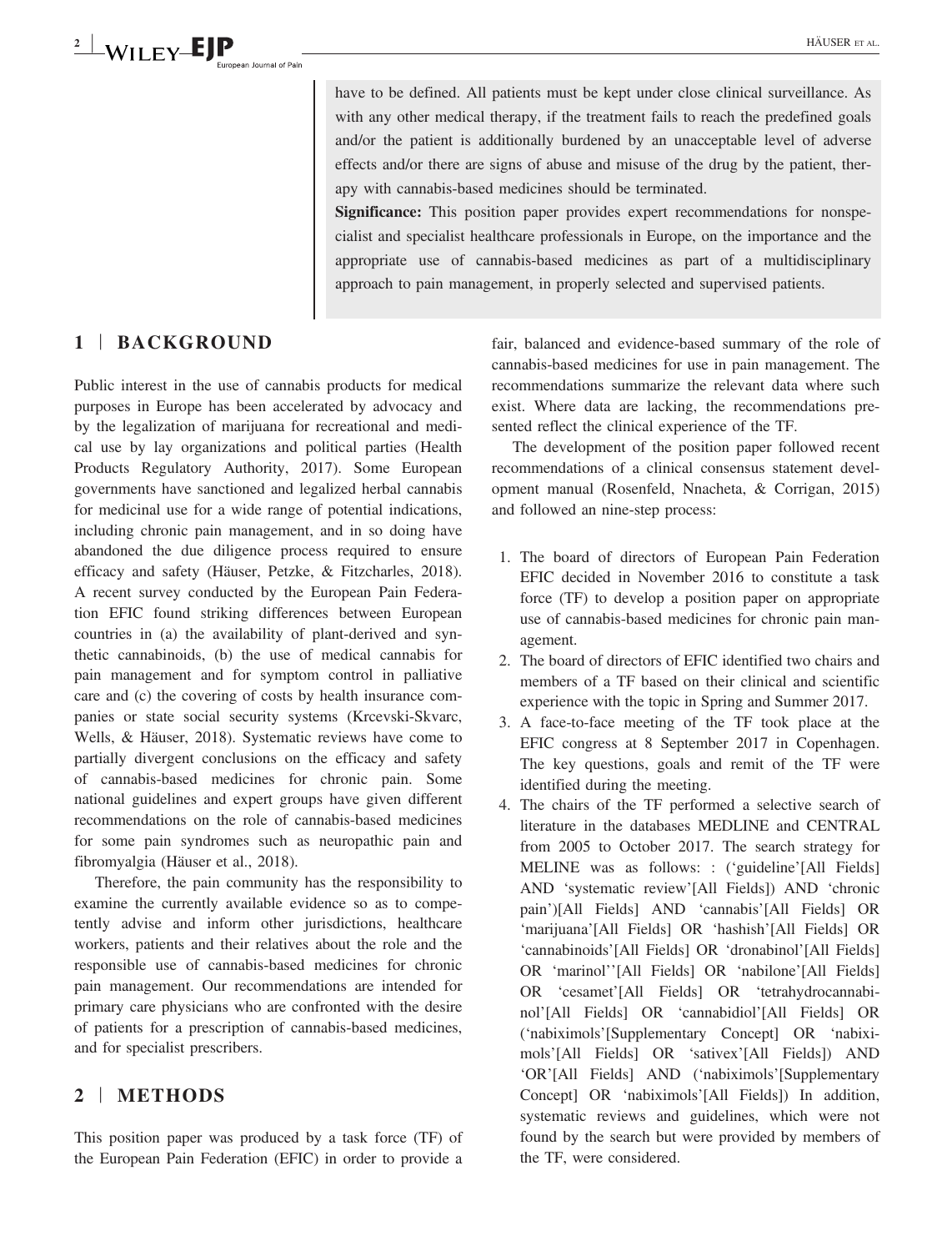have to be defined. All patients must be kept under close clinical surveillance. As with any other medical therapy, if the treatment fails to reach the predefined goals and/or the patient is additionally burdened by an unacceptable level of adverse effects and/or there are signs of abuse and misuse of the drug by the patient, therapy with cannabis-based medicines should be terminated.

**Significance:** This position paper provides expert recommendations for nonspecialist and specialist healthcare professionals in Europe, on the importance and the appropriate use of cannabis-based medicines as part of a multidisciplinary approach to pain management, in properly selected and supervised patients.

## 1 | BACKGROUND

Public interest in the use of cannabis products for medical purposes in Europe has been accelerated by advocacy and by the legalization of marijuana for recreational and medical use by lay organizations and political parties (Health Products Regulatory Authority, 2017). Some European governments have sanctioned and legalized herbal cannabis for medicinal use for a wide range of potential indications, including chronic pain management, and in so doing have abandoned the due diligence process required to ensure efficacy and safety (Häuser, Petzke, & Fitzcharles, 2018). A recent survey conducted by the European Pain Federation EFIC found striking differences between European countries in (a) the availability of plant-derived and synthetic cannabinoids, (b) the use of medical cannabis for pain management and for symptom control in palliative care and (c) the covering of costs by health insurance companies or state social security systems (Krcevski-Skvarc, Wells, & Häuser, 2018). Systematic reviews have come to partially divergent conclusions on the efficacy and safety of cannabis-based medicines for chronic pain. Some national guidelines and expert groups have given different recommendations on the role of cannabis-based medicines for some pain syndromes such as neuropathic pain and fibromyalgia (Häuser et al., 2018).

Therefore, the pain community has the responsibility to examine the currently available evidence so as to competently advise and inform other jurisdictions, healthcare workers, patients and their relatives about the role and the responsible use of cannabis-based medicines for chronic pain management. Our recommendations are intended for primary care physicians who are confronted with the desire of patients for a prescription of cannabis-based medicines, and for specialist prescribers.

## 2 | METHODS

This position paper was produced by a task force (TF) of the European Pain Federation (EFIC) in order to provide a fair, balanced and evidence-based summary of the role of cannabis-based medicines for use in pain management. The recommendations summarize the relevant data where such exist. Where data are lacking, the recommendations presented reflect the clinical experience of the TF.

The development of the position paper followed recent recommendations of a clinical consensus statement development manual (Rosenfeld, Nnacheta, & Corrigan, 2015) and followed an nine-step process:

1. The board of directors of European Pain Federation EFIC decided in November 2016 to constitute a task force (TF) to develop a position paper on appropriate use of cannabis-based medicines for chronic pain management.
2. The board of directors of EFIC identified two chairs and members of a TF based on their clinical and scientific experience with the topic in Spring and Summer 2017.
3. A face-to-face meeting of the TF took place at the EFIC congress at 8 September 2017 in Copenhagen. The key questions, goals and remit of the TF were identified during the meeting.
4. The chairs of the TF performed a selective search of literature in the databases MEDLINE and CENTRAL from 2005 to October 2017. The search strategy for MELINE was as follows: : ('guideline'[All Fields] AND 'systematic review'[All Fields]) AND 'chronic pain')[All Fields] AND 'cannabis'[All Fields] OR 'marijuana'[All Fields] OR 'hashish'[All Fields] OR 'cannabinoids'[All Fields] OR 'dronabinol'[All Fields] OR 'marinol''[All Fields] OR 'nabilone'[All Fields] OR 'cesamet'[All Fields] OR 'tetrahydrocannabinol'[All Fields] OR 'cannabidiol'[All Fields] OR ('nabiximols'[Supplementary Concept] OR 'nabiximols'[All Fields] OR 'sativex'[All Fields]) AND 'OR'[All Fields] AND ('nabiximols'[Supplementary Concept] OR 'nabiximols'[All Fields]) In addition, systematic reviews and guidelines, which were not found by the search but were provided by members of the TF, were considered.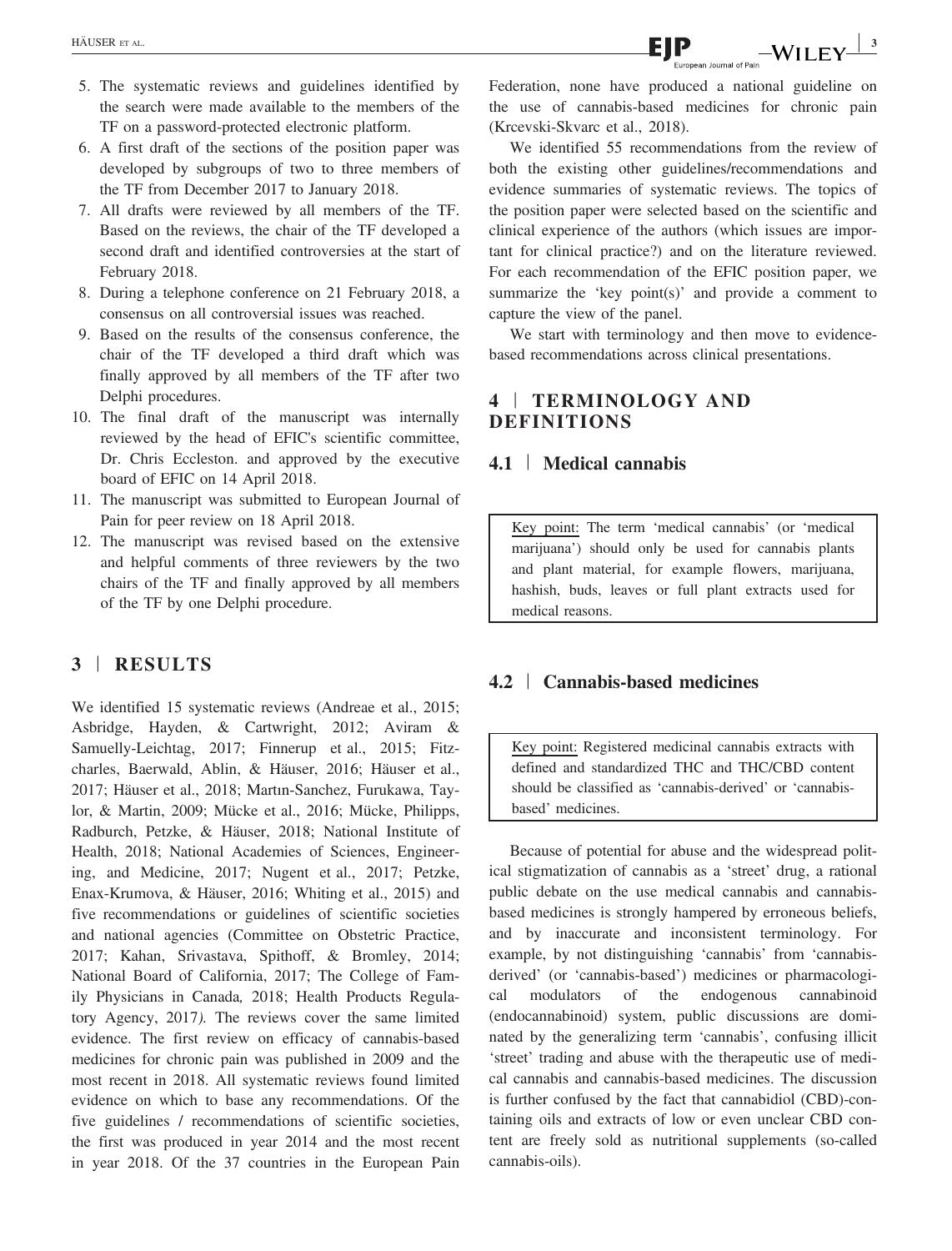5. The systematic reviews and guidelines identified by the search were made available to the members of the TF on a password-protected electronic platform.
6. A first draft of the sections of the position paper was developed by subgroups of two to three members of the TF from December 2017 to January 2018.
7. All drafts were reviewed by all members of the TF. Based on the reviews, the chair of the TF developed a second draft and identified controversies at the start of February 2018.
8. During a telephone conference on 21 February 2018, a consensus on all controversial issues was reached.
9. Based on the results of the consensus conference, the chair of the TF developed a third draft which was finally approved by all members of the TF after two Delphi procedures.
10. The final draft of the manuscript was internally reviewed by the head of EFIC's scientific committee, Dr. Chris Eccleston. and approved by the executive board of EFIC on 14 April 2018.
11. The manuscript was submitted to European Journal of Pain for peer review on 18 April 2018.
12. The manuscript was revised based on the extensive and helpful comments of three reviewers by the two chairs of the TF and finally approved by all members of the TF by one Delphi procedure.

## 3 | RESULTS

We identified 15 systematic reviews (Andreae et al., 2015; Asbridge, Hayden, & Cartwright, 2012; Aviram & Samuelly-Leichtag, 2017; Finnerup et al., 2015; Fitzcharles, Baerwald, Ablin, & Häuser, 2016; Häuser et al., 2017; Häuser et al., 2018; Martın-Sanchez, Furukawa, Taylor, & Martin, 2009; Mücke et al., 2016; Mücke, Philipps, Radburch, Petzke, & Häuser, 2018; National Institute of Health, 2018; National Academies of Sciences, Engineering, and Medicine, 2017; Nugent et al., 2017; Petzke, Enax-Krumova, & Häuser, 2016; Whiting et al., 2015) and five recommendations or guidelines of scientific societies and national agencies (Committee on Obstetric Practice, 2017; Kahan, Srivastava, Spithoff, & Bromley, 2014; National Board of California, 2017; The College of Family Physicians in Canada, 2018; Health Products Regulatory Agency, 2017). The reviews cover the same limited evidence. The first review on efficacy of cannabis-based medicines for chronic pain was published in 2009 and the most recent in 2018. All systematic reviews found limited evidence on which to base any recommendations. Of the five guidelines / recommendations of scientific societies, the first was produced in year 2014 and the most recent in year 2018. Of the 37 countries in the European Pain Federation, none have produced a national guideline on the use of cannabis-based medicines for chronic pain (Krcevski-Skvarc et al., 2018).

We identified 55 recommendations from the review of both the existing other guidelines/recommendations and evidence summaries of systematic reviews. The topics of the position paper were selected based on the scientific and clinical experience of the authors (which issues are important for clinical practice?) and on the literature reviewed. For each recommendation of the EFIC position paper, we summarize the 'key point(s)' and provide a comment to capture the view of the panel.

We start with terminology and then move to evidence-based recommendations across clinical presentations.

## 4 | TERMINOLOGY AND DEFINITIONS

### 4.1 | Medical cannabis

> Key point: The term 'medical cannabis' (or 'medical marijuana') should only be used for cannabis plants and plant material, for example flowers, marijuana, hashish, buds, leaves or full plant extracts used for medical reasons.

### 4.2 | Cannabis-based medicines

> Key point: Registered medicinal cannabis extracts with defined and standardized THC and THC/CBD content should be classified as 'cannabis-derived' or 'cannabis-based' medicines.

Because of potential for abuse and the widespread political stigmatization of cannabis as a 'street' drug, a rational public debate on the use medical cannabis and cannabis-based medicines is strongly hampered by erroneous beliefs, and by inaccurate and inconsistent terminology. For example, by not distinguishing 'cannabis' from 'cannabis-derived' (or 'cannabis-based') medicines or pharmacological modulators of the endogenous cannabinoid (endocannabinoid) system, public discussions are dominated by the generalizing term 'cannabis', confusing illicit 'street' trading and abuse with the therapeutic use of medical cannabis and cannabis-based medicines. The discussion is further confused by the fact that cannabidiol (CBD)-containing oils and extracts of low or even unclear CBD content are freely sold as nutritional supplements (so-called cannabis-oils).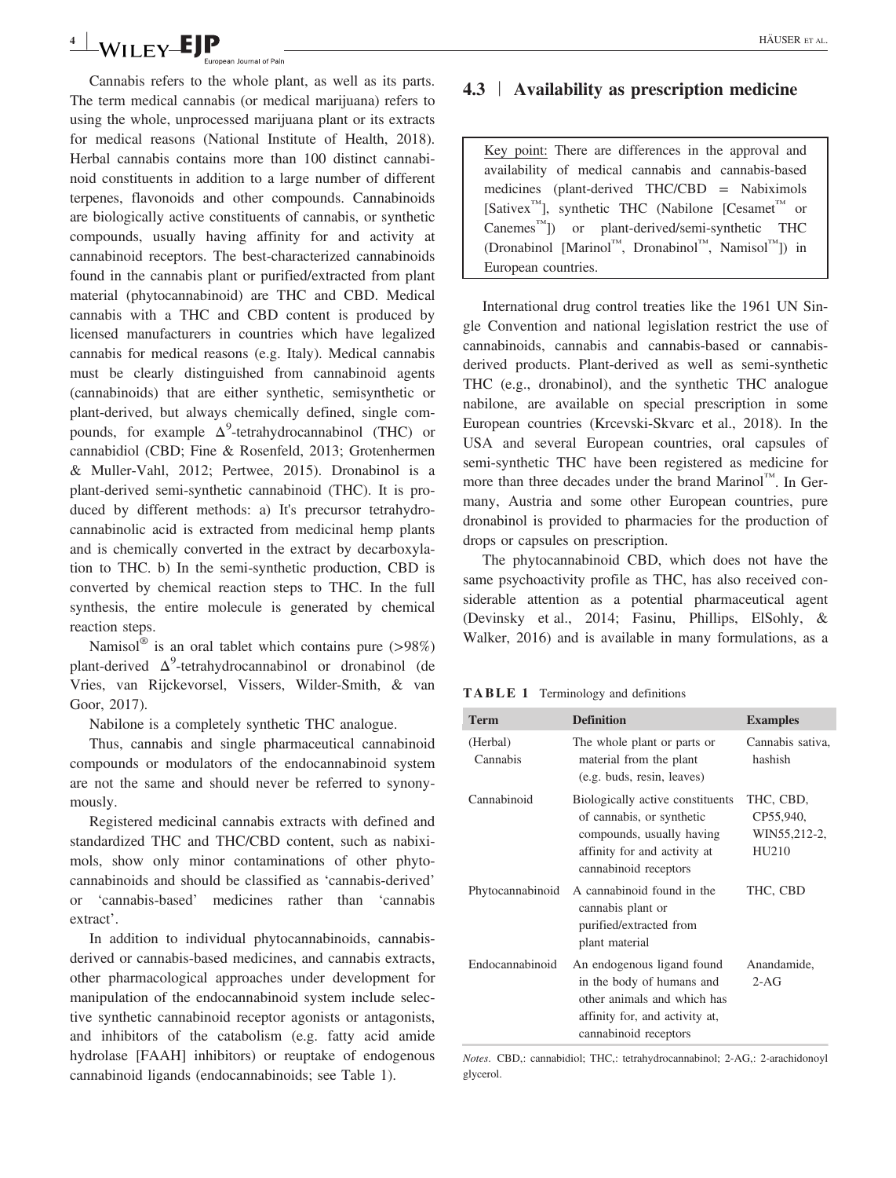Cannabis refers to the whole plant, as well as its parts. The term medical cannabis (or medical marijuana) refers to using the whole, unprocessed marijuana plant or its extracts for medical reasons (National Institute of Health, 2018). Herbal cannabis contains more than 100 distinct cannabinoid constituents in addition to a large number of different terpenes, flavonoids and other compounds. Cannabinoids are biologically active constituents of cannabis, or synthetic compounds, usually having affinity for and activity at cannabinoid receptors. The best-characterized cannabinoids found in the cannabis plant or purified/extracted from plant material (phytocannabinoid) are THC and CBD. Medical cannabis with a THC and CBD content is produced by licensed manufacturers in countries which have legalized cannabis for medical reasons (e.g. Italy). Medical cannabis must be clearly distinguished from cannabinoid agents (cannabinoids) that are either synthetic, semisynthetic or plant-derived, but always chemically defined, single compounds, for example $\Delta^9$-tetrahydrocannabinol (THC) or cannabidiol (CBD; Fine & Rosenfeld, 2013; Grotenhermen & Muller-Vahl, 2012; Pertwee, 2015). Dronabinol is a plant-derived semi-synthetic cannabinoid (THC). It is produced by different methods: a) It's precursor tetrahydrocannabinolic acid is extracted from medicinal hemp plants and is chemically converted in the extract by decarboxylation to THC. b) In the semi-synthetic production, CBD is converted by chemical reaction steps to THC. In the full synthesis, the entire molecule is generated by chemical reaction steps.

Namisol® is an oral tablet which contains pure (>98%) plant-derived $\Delta^9$-tetrahydrocannabinol or dronabinol (de Vries, van Rijckevorsel, Vissers, Wilder-Smith, & van Goor, 2017).

Nabilone is a completely synthetic THC analogue.

Thus, cannabis and single pharmaceutical cannabinoid compounds or modulators of the endocannabinoid system are not the same and should never be referred to synonymously.

Registered medicinal cannabis extracts with defined and standardized THC and THC/CBD content, such as nabiximols, show only minor contaminations of other phytocannabinoids and should be classified as 'cannabis-derived' or 'cannabis-based' medicines rather than 'cannabis extract'.

In addition to individual phytocannabinoids, cannabis-derived or cannabis-based medicines, and cannabis extracts, other pharmacological approaches under development for manipulation of the endocannabinoid system include selective synthetic cannabinoid receptor agonists or antagonists, and inhibitors of the catabolism (e.g. fatty acid amide hydrolase [FAAH] inhibitors) or reuptake of endogenous cannabinoid ligands (endocannabinoids; see Table 1).

## 4.3 | Availability as prescription medicine

> Key point: There are differences in the approval and availability of medical cannabis and cannabis-based medicines (plant-derived THC/CBD = Nabiximols [Sativex™], synthetic THC (Nabilone [Cesamet™ or Canemes™]) or plant-derived/semi-synthetic THC (Dronabinol [Marinol™, Dronabinol™, Namisol™]) in European countries.

International drug control treaties like the 1961 UN Single Convention and national legislation restrict the use of cannabinoids, cannabis and cannabis-based or cannabis-derived products. Plant-derived as well as semi-synthetic THC (e.g., dronabinol), and the synthetic THC analogue nabilone, are available on special prescription in some European countries (Krcevski-Skvarc et al., 2018). In the USA and several European countries, oral capsules of semi-synthetic THC have been registered as medicine for more than three decades under the brand Marinol™. In Germany, Austria and some other European countries, pure dronabinol is provided to pharmacies for the production of drops or capsules on prescription.

The phytocannabinoid CBD, which does not have the same psychoactivity profile as THC, has also received considerable attention as a potential pharmaceutical agent (Devinsky et al., 2014; Fasinu, Phillips, ElSohly, & Walker, 2016) and is available in many formulations, as a

**TABLE 1** Terminology and definitions

| Term | Definition | Examples |
|---|---|---|
| (Herbal) Cannabis | The whole plant or parts or material from the plant (e.g. buds, resin, leaves) | Cannabis sativa, hashish |
| Cannabinoid | Biologically active constituents of cannabis, or synthetic compounds, usually having affinity for and activity at cannabinoid receptors | THC, CBD, CP55,940, WIN55,212-2, HU210 |
| Phytocannabinoid | A cannabinoid found in the cannabis plant or purified/extracted from plant material | THC, CBD |
| Endocannabinoid | An endogenous ligand found in the body of humans and other animals and which has affinity for, and activity at, cannabinoid receptors | Anandamide, 2-AG |

*Notes*. CBD,: cannabidiol; THC,: tetrahydrocannabinol; 2-AG,: 2-arachidonoyl glycerol.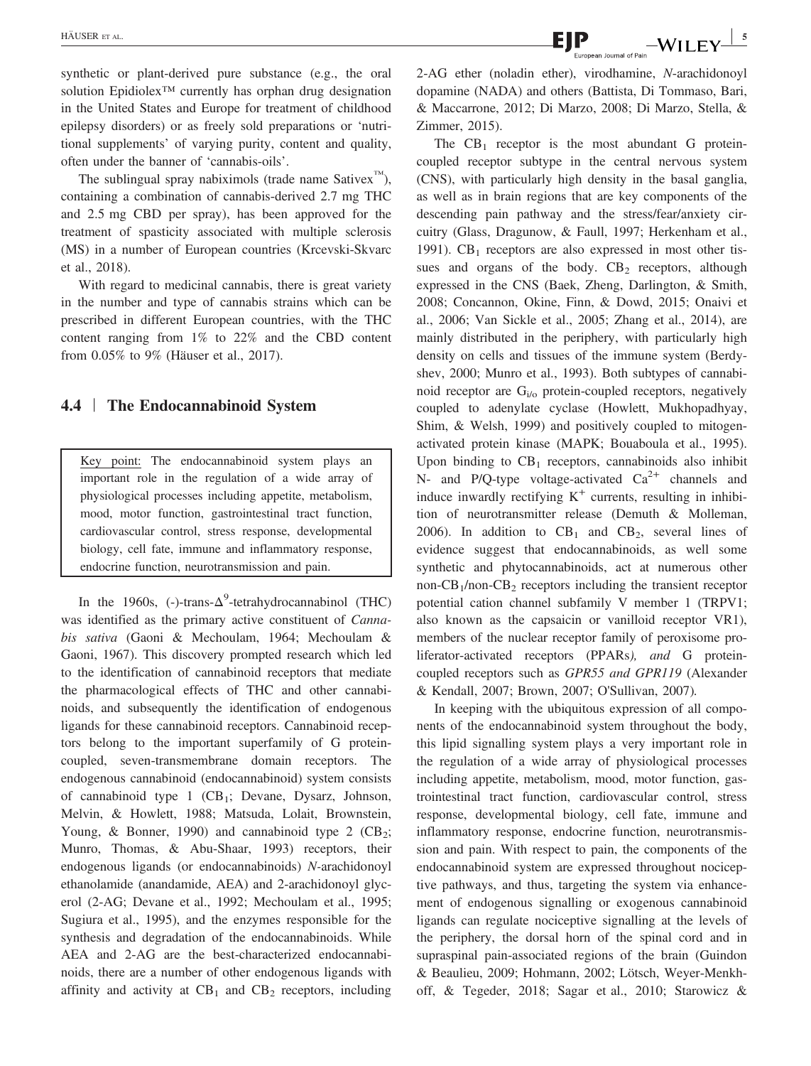synthetic or plant-derived pure substance (e.g., the oral solution Epidiolex™ currently has orphan drug designation in the United States and Europe for treatment of childhood epilepsy disorders) or as freely sold preparations or 'nutritional supplements' of varying purity, content and quality, often under the banner of 'cannabis-oils'.

The sublingual spray nabiximols (trade name Sativex™), containing a combination of cannabis-derived 2.7 mg THC and 2.5 mg CBD per spray), has been approved for the treatment of spasticity associated with multiple sclerosis (MS) in a number of European countries (Krcevski-Skvarc et al., 2018).

With regard to medicinal cannabis, there is great variety in the number and type of cannabis strains which can be prescribed in different European countries, with the THC content ranging from 1% to 22% and the CBD content from 0.05% to 9% (Häuser et al., 2017).

## 4.4 | The Endocannabinoid System

> Key point: The endocannabinoid system plays an important role in the regulation of a wide array of physiological processes including appetite, metabolism, mood, motor function, gastrointestinal tract function, cardiovascular control, stress response, developmental biology, cell fate, immune and inflammatory response, endocrine function, neurotransmission and pain.

In the 1960s, (-)-trans-$\Delta^9$-tetrahydrocannabinol (THC) was identified as the primary active constituent of *Cannabis sativa* (Gaoni & Mechoulam, 1964; Mechoulam & Gaoni, 1967). This discovery prompted research which led to the identification of cannabinoid receptors that mediate the pharmacological effects of THC and other cannabinoids, and subsequently the identification of endogenous ligands for these cannabinoid receptors. Cannabinoid receptors belong to the important superfamily of G protein-coupled, seven-transmembrane domain receptors. The endogenous cannabinoid (endocannabinoid) system consists of cannabinoid type 1 ($CB_1$; Devane, Dysarz, Johnson, Melvin, & Howlett, 1988; Matsuda, Lolait, Brownstein, Young, & Bonner, 1990) and cannabinoid type 2 ($CB_2$; Munro, Thomas, & Abu-Shaar, 1993) receptors, their endogenous ligands (or endocannabinoids) *N*-arachidonoyl ethanolamide (anandamide, AEA) and 2-arachidonoyl glycerol (2-AG; Devane et al., 1992; Mechoulam et al., 1995; Sugiura et al., 1995), and the enzymes responsible for the synthesis and degradation of the endocannabinoids. While AEA and 2-AG are the best-characterized endocannabinoids, there are a number of other endogenous ligands with affinity and activity at $CB_1$ and $CB_2$ receptors, including 2-AG ether (noladin ether), virodhamine, *N*-arachidonoyl dopamine (NADA) and others (Battista, Di Tommaso, Bari, & Maccarrone, 2012; Di Marzo, 2008; Di Marzo, Stella, & Zimmer, 2015).

The $CB_1$ receptor is the most abundant G protein-coupled receptor subtype in the central nervous system (CNS), with particularly high density in the basal ganglia, as well as in brain regions that are key components of the descending pain pathway and the stress/fear/anxiety circuitry (Glass, Dragunow, & Faull, 1997; Herkenham et al., 1991). $CB_1$ receptors are also expressed in most other tissues and organs of the body. $CB_2$ receptors, although expressed in the CNS (Baek, Zheng, Darlington, & Smith, 2008; Concannon, Okine, Finn, & Dowd, 2015; Onaivi et al., 2006; Van Sickle et al., 2005; Zhang et al., 2014), are mainly distributed in the periphery, with particularly high density on cells and tissues of the immune system (Berdyshev, 2000; Munro et al., 1993). Both subtypes of cannabinoid receptor are $G_{i/o}$ protein-coupled receptors, negatively coupled to adenylate cyclase (Howlett, Mukhopadhyay, Shim, & Welsh, 1999) and positively coupled to mitogen-activated protein kinase (MAPK; Bouaboula et al., 1995). Upon binding to $CB_1$ receptors, cannabinoids also inhibit N- and P/Q-type voltage-activated $Ca^{2+}$ channels and induce inwardly rectifying $K^+$ currents, resulting in inhibition of neurotransmitter release (Demuth & Molleman, 2006). In addition to $CB_1$ and $CB_2$, several lines of evidence suggest that endocannabinoids, as well some synthetic and phytocannabinoids, act at numerous other non-$CB_1$/non-$CB_2$ receptors including the transient receptor potential cation channel subfamily V member 1 (TRPV1; also known as the capsaicin or vanilloid receptor VR1), members of the nuclear receptor family of peroxisome proliferator-activated receptors (PPARs*), and* G protein-coupled receptors such as *GPR55 and GPR119* (Alexander & Kendall, 2007; Brown, 2007; O'Sullivan, 2007)*.*

In keeping with the ubiquitous expression of all components of the endocannabinoid system throughout the body, this lipid signalling system plays a very important role in the regulation of a wide array of physiological processes including appetite, metabolism, mood, motor function, gastrointestinal tract function, cardiovascular control, stress response, developmental biology, cell fate, immune and inflammatory response, endocrine function, neurotransmission and pain. With respect to pain, the components of the endocannabinoid system are expressed throughout nociceptive pathways, and thus, targeting the system via enhancement of endogenous signalling or exogenous cannabinoid ligands can regulate nociceptive signalling at the levels of the periphery, the dorsal horn of the spinal cord and in supraspinal pain-associated regions of the brain (Guindon & Beaulieu, 2009; Hohmann, 2002; Lötsch, Weyer-Menkhoff, & Tegeder, 2018; Sagar et al., 2010; Starowicz &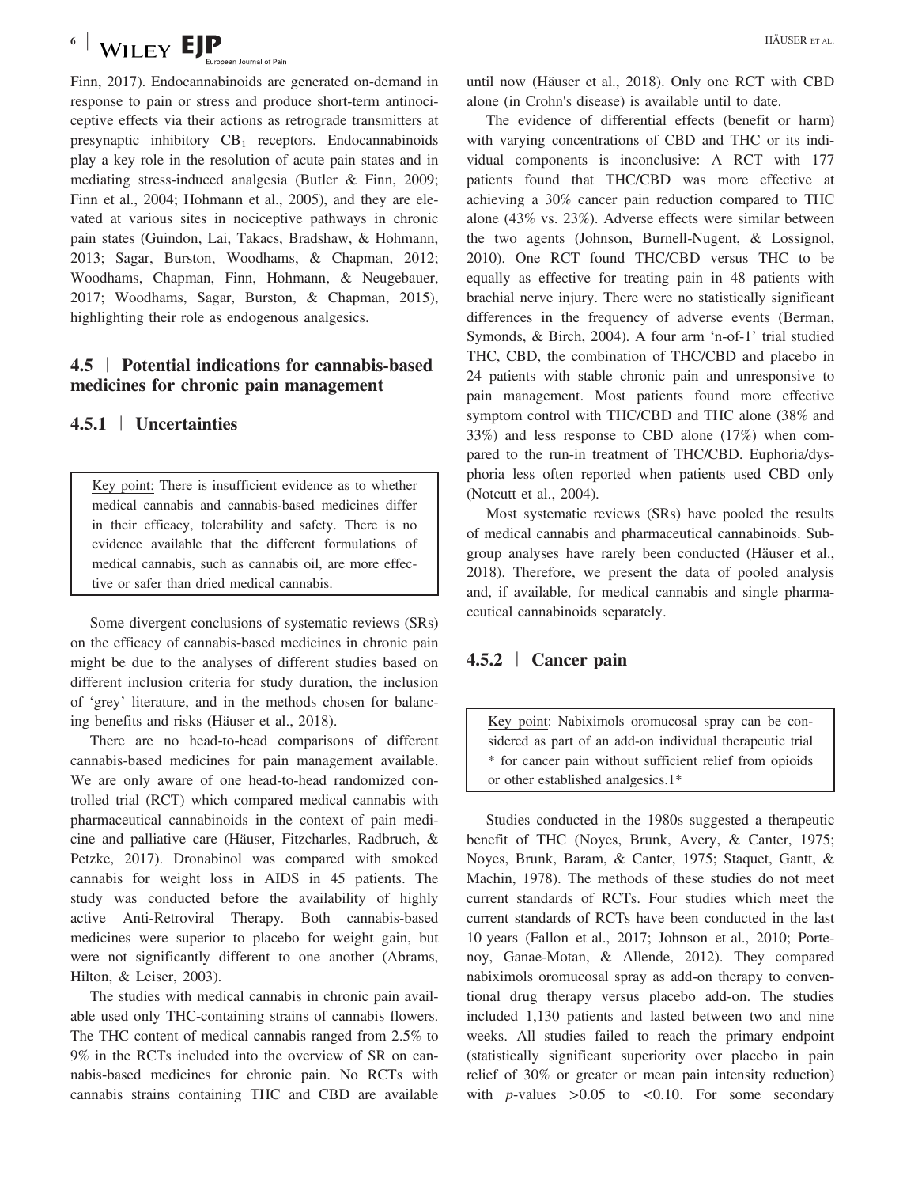Finn, 2017). Endocannabinoids are generated on-demand in response to pain or stress and produce short-term antinociceptive effects via their actions as retrograde transmitters at presynaptic inhibitory $CB_1$ receptors. Endocannabinoids play a key role in the resolution of acute pain states and in mediating stress-induced analgesia (Butler & Finn, 2009; Finn et al., 2004; Hohmann et al., 2005), and they are elevated at various sites in nociceptive pathways in chronic pain states (Guindon, Lai, Takacs, Bradshaw, & Hohmann, 2013; Sagar, Burston, Woodhams, & Chapman, 2012; Woodhams, Chapman, Finn, Hohmann, & Neugebauer, 2017; Woodhams, Sagar, Burston, & Chapman, 2015), highlighting their role as endogenous analgesics.

### 4.5 | Potential indications for cannabis-based medicines for chronic pain management

#### 4.5.1 | Uncertainties

> Key point: There is insufficient evidence as to whether medical cannabis and cannabis-based medicines differ in their efficacy, tolerability and safety. There is no evidence available that the different formulations of medical cannabis, such as cannabis oil, are more effective or safer than dried medical cannabis.

Some divergent conclusions of systematic reviews (SRs) on the efficacy of cannabis-based medicines in chronic pain might be due to the analyses of different studies based on different inclusion criteria for study duration, the inclusion of 'grey' literature, and in the methods chosen for balancing benefits and risks (Häuser et al., 2018).

There are no head-to-head comparisons of different cannabis-based medicines for pain management available. We are only aware of one head-to-head randomized controlled trial (RCT) which compared medical cannabis with pharmaceutical cannabinoids in the context of pain medicine and palliative care (Häuser, Fitzcharles, Radbruch, & Petzke, 2017). Dronabinol was compared with smoked cannabis for weight loss in AIDS in 45 patients. The study was conducted before the availability of highly active Anti-Retroviral Therapy. Both cannabis-based medicines were superior to placebo for weight gain, but were not significantly different to one another (Abrams, Hilton, & Leiser, 2003).

The studies with medical cannabis in chronic pain available used only THC-containing strains of cannabis flowers. The THC content of medical cannabis ranged from 2.5% to 9% in the RCTs included into the overview of SR on cannabis-based medicines for chronic pain. No RCTs with cannabis strains containing THC and CBD are available until now (Häuser et al., 2018). Only one RCT with CBD alone (in Crohn's disease) is available until to date.

The evidence of differential effects (benefit or harm) with varying concentrations of CBD and THC or its individual components is inconclusive: A RCT with 177 patients found that THC/CBD was more effective at achieving a 30% cancer pain reduction compared to THC alone (43% vs. 23%). Adverse effects were similar between the two agents (Johnson, Burnell-Nugent, & Lossignol, 2010). One RCT found THC/CBD versus THC to be equally as effective for treating pain in 48 patients with brachial nerve injury. There were no statistically significant differences in the frequency of adverse events (Berman, Symonds, & Birch, 2004). A four arm 'n-of-1' trial studied THC, CBD, the combination of THC/CBD and placebo in 24 patients with stable chronic pain and unresponsive to pain management. Most patients found more effective symptom control with THC/CBD and THC alone (38% and 33%) and less response to CBD alone (17%) when compared to the run-in treatment of THC/CBD. Euphoria/dysphoria less often reported when patients used CBD only (Notcutt et al., 2004).

Most systematic reviews (SRs) have pooled the results of medical cannabis and pharmaceutical cannabinoids. Subgroup analyses have rarely been conducted (Häuser et al., 2018). Therefore, we present the data of pooled analysis and, if available, for medical cannabis and single pharmaceutical cannabinoids separately.

#### 4.5.2 | Cancer pain

> Key point: Nabiximols oromucosal spray can be considered as part of an add-on individual therapeutic trial * for cancer pain without sufficient relief from opioids or other established analgesics.1*

Studies conducted in the 1980s suggested a therapeutic benefit of THC (Noyes, Brunk, Avery, & Canter, 1975; Noyes, Brunk, Baram, & Canter, 1975; Staquet, Gantt, & Machin, 1978). The methods of these studies do not meet current standards of RCTs. Four studies which meet the current standards of RCTs have been conducted in the last 10 years (Fallon et al., 2017; Johnson et al., 2010; Portenoy, Ganae-Motan, & Allende, 2012). They compared nabiximols oromucosal spray as add-on therapy to conventional drug therapy versus placebo add-on. The studies included 1,130 patients and lasted between two and nine weeks. All studies failed to reach the primary endpoint (statistically significant superiority over placebo in pain relief of 30% or greater or mean pain intensity reduction) with $p$-values $>0.05$ to $<0.10$. For some secondary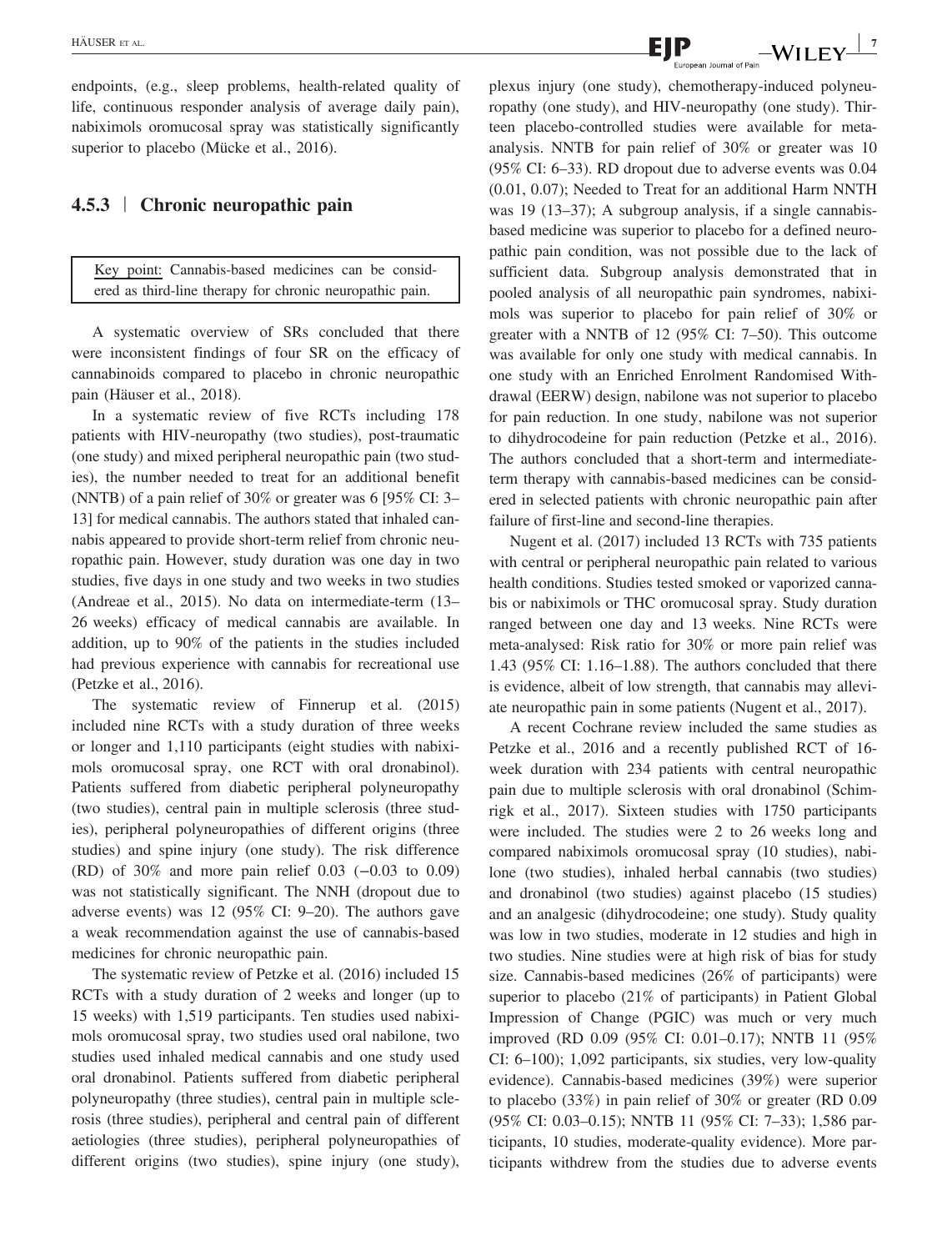endpoints, (e.g., sleep problems, health-related quality of life, continuous responder analysis of average daily pain), nabiximols oromucosal spray was statistically significantly superior to placebo (Mücke et al., 2016).

### 4.5.3 | Chronic neuropathic pain

Key point: Cannabis-based medicines can be considered as third-line therapy for chronic neuropathic pain.

A systematic overview of SRs concluded that there were inconsistent findings of four SR on the efficacy of cannabinoids compared to placebo in chronic neuropathic pain (Häuser et al., 2018).

In a systematic review of five RCTs including 178 patients with HIV-neuropathy (two studies), post-traumatic (one study) and mixed peripheral neuropathic pain (two studies), the number needed to treat for an additional benefit (NNTB) of a pain relief of 30% or greater was 6 [95% CI: 3–13] for medical cannabis. The authors stated that inhaled cannabis appeared to provide short-term relief from chronic neuropathic pain. However, study duration was one day in two studies, five days in one study and two weeks in two studies (Andreae et al., 2015). No data on intermediate-term (13–26 weeks) efficacy of medical cannabis are available. In addition, up to 90% of the patients in the studies included had previous experience with cannabis for recreational use (Petzke et al., 2016).

The systematic review of Finnerup et al. (2015) included nine RCTs with a study duration of three weeks or longer and 1,110 participants (eight studies with nabiximols oromucosal spray, one RCT with oral dronabinol). Patients suffered from diabetic peripheral polyneuropathy (two studies), central pain in multiple sclerosis (three studies), peripheral polyneuropathies of different origins (three studies) and spine injury (one study). The risk difference (RD) of 30% and more pain relief 0.03 (−0.03 to 0.09) was not statistically significant. The NNH (dropout due to adverse events) was 12 (95% CI: 9–20). The authors gave a weak recommendation against the use of cannabis-based medicines for chronic neuropathic pain.

The systematic review of Petzke et al. (2016) included 15 RCTs with a study duration of 2 weeks and longer (up to 15 weeks) with 1,519 participants. Ten studies used nabiximols oromucosal spray, two studies used oral nabilone, two studies used inhaled medical cannabis and one study used oral dronabinol. Patients suffered from diabetic peripheral polyneuropathy (three studies), central pain in multiple sclerosis (three studies), peripheral and central pain of different aetiologies (three studies), peripheral polyneuropathies of different origins (two studies), spine injury (one study), plexus injury (one study), chemotherapy-induced polyneuropathy (one study), and HIV-neuropathy (one study). Thirteen placebo-controlled studies were available for meta-analysis. NNTB for pain relief of 30% or greater was 10 (95% CI: 6–33). RD dropout due to adverse events was 0.04 (0.01, 0.07); Needed to Treat for an additional Harm NNTH was 19 (13–37); A subgroup analysis, if a single cannabis-based medicine was superior to placebo for a defined neuropathic pain condition, was not possible due to the lack of sufficient data. Subgroup analysis demonstrated that in pooled analysis of all neuropathic pain syndromes, nabiximols was superior to placebo for pain relief of 30% or greater with a NNTB of 12 (95% CI: 7–50). This outcome was available for only one study with medical cannabis. In one study with an Enriched Enrolment Randomised Withdrawal (EERW) design, nabilone was not superior to placebo for pain reduction. In one study, nabilone was not superior to dihydrocodeine for pain reduction (Petzke et al., 2016). The authors concluded that a short-term and intermediate-term therapy with cannabis-based medicines can be considered in selected patients with chronic neuropathic pain after failure of first-line and second-line therapies.

Nugent et al. (2017) included 13 RCTs with 735 patients with central or peripheral neuropathic pain related to various health conditions. Studies tested smoked or vaporized cannabis or nabiximols or THC oromucosal spray. Study duration ranged between one day and 13 weeks. Nine RCTs were meta-analysed: Risk ratio for 30% or more pain relief was 1.43 (95% CI: 1.16–1.88). The authors concluded that there is evidence, albeit of low strength, that cannabis may alleviate neuropathic pain in some patients (Nugent et al., 2017).

A recent Cochrane review included the same studies as Petzke et al., 2016 and a recently published RCT of 16-week duration with 234 patients with central neuropathic pain due to multiple sclerosis with oral dronabinol (Schimrigk et al., 2017). Sixteen studies with 1750 participants were included. The studies were 2 to 26 weeks long and compared nabiximols oromucosal spray (10 studies), nabilone (two studies), inhaled herbal cannabis (two studies) and dronabinol (two studies) against placebo (15 studies) and an analgesic (dihydrocodeine; one study). Study quality was low in two studies, moderate in 12 studies and high in two studies. Nine studies were at high risk of bias for study size. Cannabis-based medicines (26% of participants) were superior to placebo (21% of participants) in Patient Global Impression of Change (PGIC) was much or very much improved (RD 0.09 (95% CI: 0.01–0.17); NNTB 11 (95% CI: 6–100); 1,092 participants, six studies, very low-quality evidence). Cannabis-based medicines (39%) were superior to placebo (33%) in pain relief of 30% or greater (RD 0.09 (95% CI: 0.03–0.15); NNTB 11 (95% CI: 7–33); 1,586 participants, 10 studies, moderate-quality evidence). More participants withdrew from the studies due to adverse events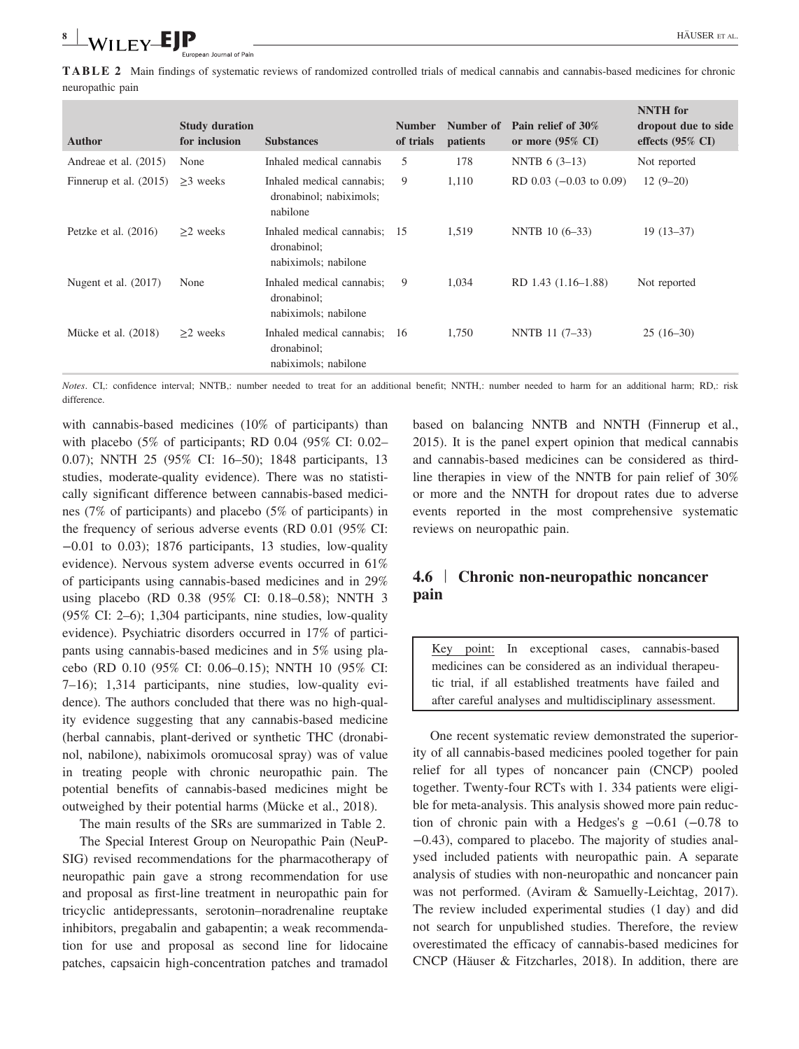**TABLE 2** Main findings of systematic reviews of randomized controlled trials of medical cannabis and cannabis-based medicines for chronic neuropathic pain

| Author | Study duration for inclusion | Substances | Number of trials | Number of patients | Pain relief of 30% or more (95% CI) | NNTH for dropout due to side effects (95% CI) |
|---|---|---|---|---|---|---|
| Andreae et al. (2015) | None | Inhaled medical cannabis | 5 | 178 | NNTB 6 (3–13) | Not reported |
| Finnerup et al. (2015) | ≥3 weeks | Inhaled medical cannabis; dronabinol; nabiximols; nabilone | 9 | 1,110 | RD 0.03 (−0.03 to 0.09) | 12 (9–20) |
| Petzke et al. (2016) | ≥2 weeks | Inhaled medical cannabis; dronabinol; nabiximols; nabilone | 15 | 1,519 | NNTB 10 (6–33) | 19 (13–37) |
| Nugent et al. (2017) | None | Inhaled medical cannabis; dronabinol; nabiximols; nabilone | 9 | 1,034 | RD 1.43 (1.16–1.88) | Not reported |
| Mücke et al. (2018) | ≥2 weeks | Inhaled medical cannabis; dronabinol; nabiximols; nabilone | 16 | 1,750 | NNTB 11 (7–33) | 25 (16–30) |

*Notes*. CI,: confidence interval; NNTB,: number needed to treat for an additional benefit; NNTH,: number needed to harm for an additional harm; RD,: risk difference.

with cannabis-based medicines (10% of participants) than with placebo (5% of participants; RD 0.04 (95% CI: 0.02–0.07); NNTH 25 (95% CI: 16–50); 1848 participants, 13 studies, moderate-quality evidence). There was no statistically significant difference between cannabis-based medicines (7% of participants) and placebo (5% of participants) in the frequency of serious adverse events (RD 0.01 (95% CI: −0.01 to 0.03); 1876 participants, 13 studies, low-quality evidence). Nervous system adverse events occurred in 61% of participants using cannabis-based medicines and in 29% using placebo (RD 0.38 (95% CI: 0.18–0.58); NNTH 3 (95% CI: 2–6); 1,304 participants, nine studies, low-quality evidence). Psychiatric disorders occurred in 17% of participants using cannabis-based medicines and in 5% using placebo (RD 0.10 (95% CI: 0.06–0.15); NNTH 10 (95% CI: 7–16); 1,314 participants, nine studies, low-quality evidence). The authors concluded that there was no high-quality evidence suggesting that any cannabis-based medicine (herbal cannabis, plant-derived or synthetic THC (dronabinol, nabilone), nabiximols oromucosal spray) was of value in treating people with chronic neuropathic pain. The potential benefits of cannabis-based medicines might be outweighed by their potential harms (Mücke et al., 2018).

The main results of the SRs are summarized in Table 2.

The Special Interest Group on Neuropathic Pain (NeuPSIG) revised recommendations for the pharmacotherapy of neuropathic pain gave a strong recommendation for use and proposal as first-line treatment in neuropathic pain for tricyclic antidepressants, serotonin–noradrenaline reuptake inhibitors, pregabalin and gabapentin; a weak recommendation for use and proposal as second line for lidocaine patches, capsaicin high-concentration patches and tramadol based on balancing NNTB and NNTH (Finnerup et al., 2015). It is the panel expert opinion that medical cannabis and cannabis-based medicines can be considered as third-line therapies in view of the NNTB for pain relief of 30% or more and the NNTH for dropout rates due to adverse events reported in the most comprehensive systematic reviews on neuropathic pain.

### 4.6 | Chronic non-neuropathic noncancer pain

> Key point: In exceptional cases, cannabis-based medicines can be considered as an individual therapeutic trial, if all established treatments have failed and after careful analyses and multidisciplinary assessment.

One recent systematic review demonstrated the superiority of all cannabis-based medicines pooled together for pain relief for all types of noncancer pain (CNCP) pooled together. Twenty-four RCTs with 1. 334 patients were eligible for meta-analysis. This analysis showed more pain reduction of chronic pain with a Hedges's g −0.61 (−0.78 to −0.43), compared to placebo. The majority of studies analysed included patients with neuropathic pain. A separate analysis of studies with non-neuropathic and noncancer pain was not performed. (Aviram & Samuelly-Leichtag, 2017). The review included experimental studies (1 day) and did not search for unpublished studies. Therefore, the review overestimated the efficacy of cannabis-based medicines for CNCP (Häuser & Fitzcharles, 2018). In addition, there are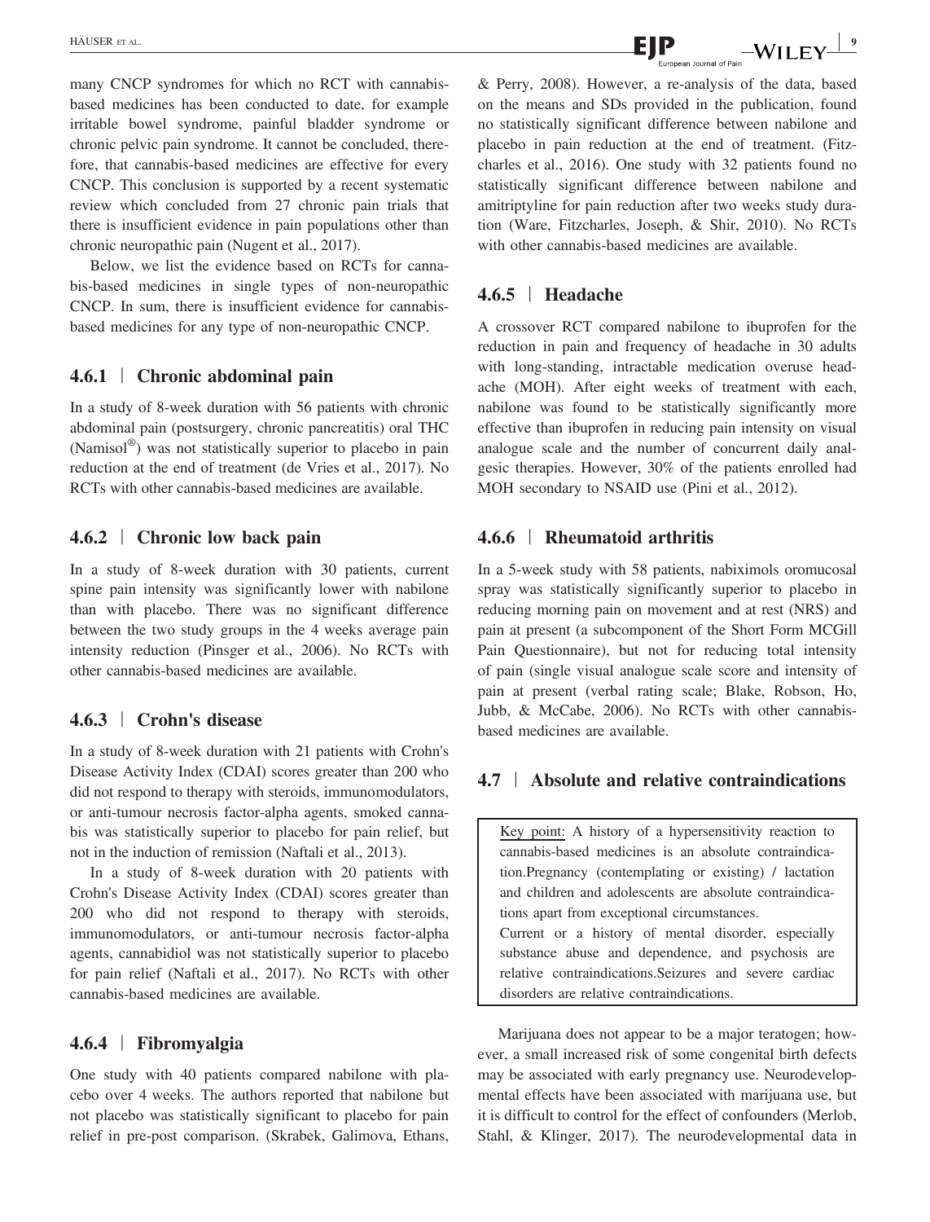many CNCP syndromes for which no RCT with cannabis-based medicines has been conducted to date, for example irritable bowel syndrome, painful bladder syndrome or chronic pelvic pain syndrome. It cannot be concluded, therefore, that cannabis-based medicines are effective for every CNCP. This conclusion is supported by a recent systematic review which concluded from 27 chronic pain trials that there is insufficient evidence in pain populations other than chronic neuropathic pain (Nugent et al., 2017).

Below, we list the evidence based on RCTs for cannabis-based medicines in single types of non-neuropathic CNCP. In sum, there is insufficient evidence for cannabis-based medicines for any type of non-neuropathic CNCP.

### 4.6.1 | Chronic abdominal pain

In a study of 8-week duration with 56 patients with chronic abdominal pain (postsurgery, chronic pancreatitis) oral THC (Namisol®) was not statistically superior to placebo in pain reduction at the end of treatment (de Vries et al., 2017). No RCTs with other cannabis-based medicines are available.

### 4.6.2 | Chronic low back pain

In a study of 8-week duration with 30 patients, current spine pain intensity was significantly lower with nabilone than with placebo. There was no significant difference between the two study groups in the 4 weeks average pain intensity reduction (Pinsger et al., 2006). No RCTs with other cannabis-based medicines are available.

### 4.6.3 | Crohn's disease

In a study of 8-week duration with 21 patients with Crohn's Disease Activity Index (CDAI) scores greater than 200 who did not respond to therapy with steroids, immunomodulators, or anti-tumour necrosis factor-alpha agents, smoked cannabis was statistically superior to placebo for pain relief, but not in the induction of remission (Naftali et al., 2013).

In a study of 8-week duration with 20 patients with Crohn's Disease Activity Index (CDAI) scores greater than 200 who did not respond to therapy with steroids, immunomodulators, or anti-tumour necrosis factor-alpha agents, cannabidiol was not statistically superior to placebo for pain relief (Naftali et al., 2017). No RCTs with other cannabis-based medicines are available.

### 4.6.4 | Fibromyalgia

One study with 40 patients compared nabilone with placebo over 4 weeks. The authors reported that nabilone but not placebo was statistically significant to placebo for pain relief in pre-post comparison. (Skrabek, Galimova, Ethans, & Perry, 2008). However, a re-analysis of the data, based on the means and SDs provided in the publication, found no statistically significant difference between nabilone and placebo in pain reduction at the end of treatment. (Fitzcharles et al., 2016). One study with 32 patients found no statistically significant difference between nabilone and amitriptyline for pain reduction after two weeks study duration (Ware, Fitzcharles, Joseph, & Shir, 2010). No RCTs with other cannabis-based medicines are available.

### 4.6.5 | Headache

A crossover RCT compared nabilone to ibuprofen for the reduction in pain and frequency of headache in 30 adults with long-standing, intractable medication overuse headache (MOH). After eight weeks of treatment with each, nabilone was found to be statistically significantly more effective than ibuprofen in reducing pain intensity on visual analogue scale and the number of concurrent daily analgesic therapies. However, 30% of the patients enrolled had MOH secondary to NSAID use (Pini et al., 2012).

### 4.6.6 | Rheumatoid arthritis

In a 5-week study with 58 patients, nabiximols oromucosal spray was statistically significantly superior to placebo in reducing morning pain on movement and at rest (NRS) and pain at present (a subcomponent of the Short Form MCGill Pain Questionnaire), but not for reducing total intensity of pain (single visual analogue scale score and intensity of pain at present (verbal rating scale; Blake, Robson, Ho, Jubb, & McCabe, 2006). No RCTs with other cannabis-based medicines are available.

## 4.7 | Absolute and relative contraindications

> Key point: A history of a hypersensitivity reaction to cannabis-based medicines is an absolute contraindication.Pregnancy (contemplating or existing) / lactation and children and adolescents are absolute contraindications apart from exceptional circumstances.
> Current or a history of mental disorder, especially substance abuse and dependence, and psychosis are relative contraindications.Seizures and severe cardiac disorders are relative contraindications.

Marijuana does not appear to be a major teratogen; however, a small increased risk of some congenital birth defects may be associated with early pregnancy use. Neurodevelopmental effects have been associated with marijuana use, but it is difficult to control for the effect of confounders (Merlob, Stahl, & Klinger, 2017). The neurodevelopmental data in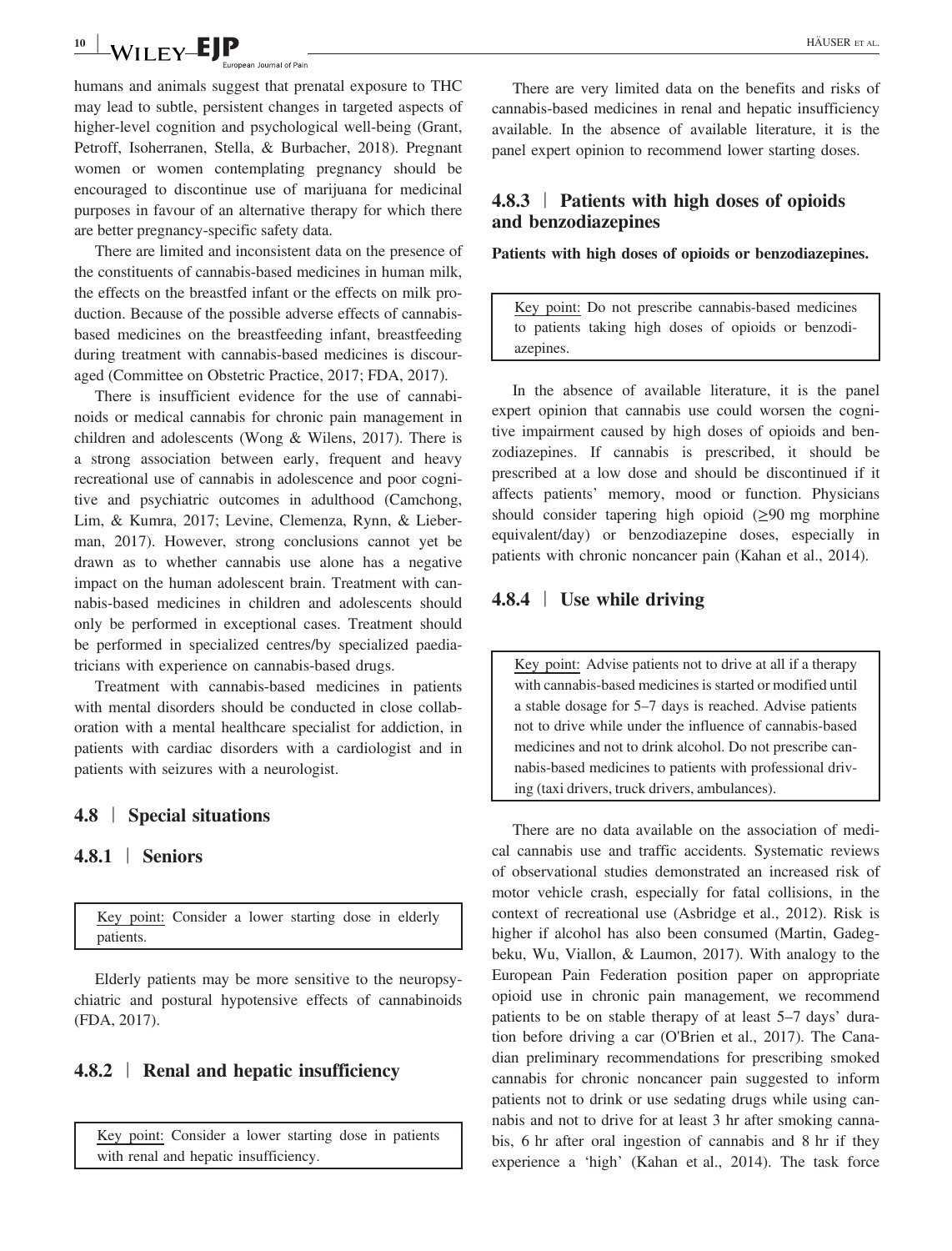humans and animals suggest that prenatal exposure to THC may lead to subtle, persistent changes in targeted aspects of higher-level cognition and psychological well-being (Grant, Petroff, Isoherranen, Stella, & Burbacher, 2018). Pregnant women or women contemplating pregnancy should be encouraged to discontinue use of marijuana for medicinal purposes in favour of an alternative therapy for which there are better pregnancy-specific safety data.

There are limited and inconsistent data on the presence of the constituents of cannabis-based medicines in human milk, the effects on the breastfed infant or the effects on milk production. Because of the possible adverse effects of cannabis-based medicines on the breastfeeding infant, breastfeeding during treatment with cannabis-based medicines is discouraged (Committee on Obstetric Practice, 2017; FDA, 2017).

There is insufficient evidence for the use of cannabinoids or medical cannabis for chronic pain management in children and adolescents (Wong & Wilens, 2017). There is a strong association between early, frequent and heavy recreational use of cannabis in adolescence and poor cognitive and psychiatric outcomes in adulthood (Camchong, Lim, & Kumra, 2017; Levine, Clemenza, Rynn, & Lieberman, 2017). However, strong conclusions cannot yet be drawn as to whether cannabis use alone has a negative impact on the human adolescent brain. Treatment with cannabis-based medicines in children and adolescents should only be performed in exceptional cases. Treatment should be performed in specialized centres/by specialized paediatricians with experience on cannabis-based drugs.

Treatment with cannabis-based medicines in patients with mental disorders should be conducted in close collaboration with a mental healthcare specialist for addiction, in patients with cardiac disorders with a cardiologist and in patients with seizures with a neurologist.

## 4.8 | Special situations

### 4.8.1 | Seniors

> Key point: Consider a lower starting dose in elderly patients.

Elderly patients may be more sensitive to the neuropsychiatric and postural hypotensive effects of cannabinoids (FDA, 2017).

### 4.8.2 | Renal and hepatic insufficiency

> Key point: Consider a lower starting dose in patients with renal and hepatic insufficiency.

There are very limited data on the benefits and risks of cannabis-based medicines in renal and hepatic insufficiency available. In the absence of available literature, it is the panel expert opinion to recommend lower starting doses.

### 4.8.3 | Patients with high doses of opioids and benzodiazepines

**Patients with high doses of opioids or benzodiazepines.**

> Key point: Do not prescribe cannabis-based medicines to patients taking high doses of opioids or benzodiazepines.

In the absence of available literature, it is the panel expert opinion that cannabis use could worsen the cognitive impairment caused by high doses of opioids and benzodiazepines. If cannabis is prescribed, it should be prescribed at a low dose and should be discontinued if it affects patients' memory, mood or function. Physicians should consider tapering high opioid (≥90 mg morphine equivalent/day) or benzodiazepine doses, especially in patients with chronic noncancer pain (Kahan et al., 2014).

### 4.8.4 | Use while driving

> Key point: Advise patients not to drive at all if a therapy with cannabis-based medicines is started or modified until a stable dosage for 5–7 days is reached. Advise patients not to drive while under the influence of cannabis-based medicines and not to drink alcohol. Do not prescribe cannabis-based medicines to patients with professional driving (taxi drivers, truck drivers, ambulances).

There are no data available on the association of medical cannabis use and traffic accidents. Systematic reviews of observational studies demonstrated an increased risk of motor vehicle crash, especially for fatal collisions, in the context of recreational use (Asbridge et al., 2012). Risk is higher if alcohol has also been consumed (Martin, Gadegbeku, Wu, Viallon, & Laumon, 2017). With analogy to the European Pain Federation position paper on appropriate opioid use in chronic pain management, we recommend patients to be on stable therapy of at least 5–7 days' duration before driving a car (O'Brien et al., 2017). The Canadian preliminary recommendations for prescribing smoked cannabis for chronic noncancer pain suggested to inform patients not to drink or use sedating drugs while using cannabis and not to drive for at least 3 hr after smoking cannabis, 6 hr after oral ingestion of cannabis and 8 hr if they experience a 'high' (Kahan et al., 2014). The task force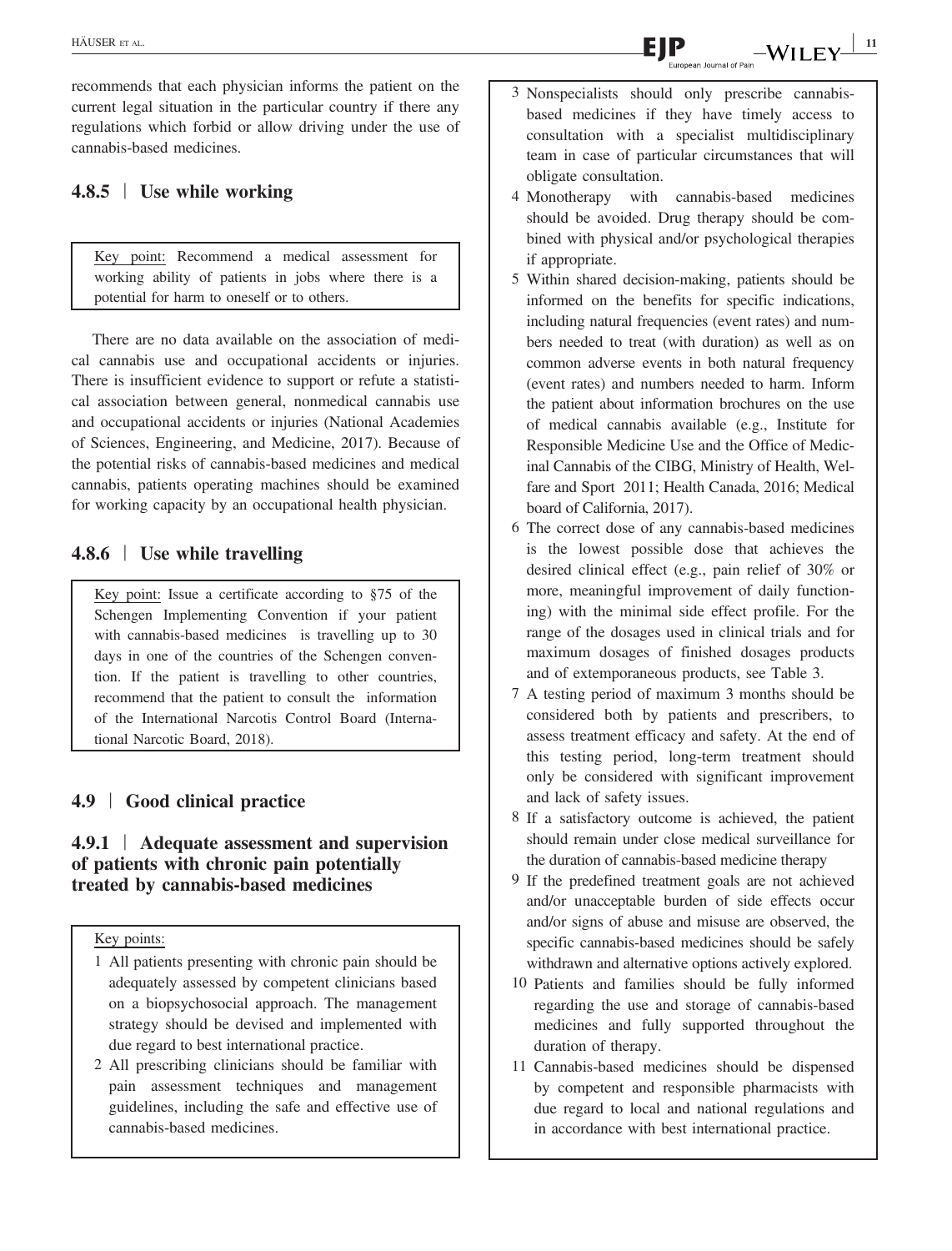recommends that each physician informs the patient on the current legal situation in the particular country if there any regulations which forbid or allow driving under the use of cannabis-based medicines.

### 4.8.5 | Use while working

Key point: Recommend a medical assessment for working ability of patients in jobs where there is a potential for harm to oneself or to others.

There are no data available on the association of medical cannabis use and occupational accidents or injuries. There is insufficient evidence to support or refute a statistical association between general, nonmedical cannabis use and occupational accidents or injuries (National Academies of Sciences, Engineering, and Medicine, 2017). Because of the potential risks of cannabis-based medicines and medical cannabis, patients operating machines should be examined for working capacity by an occupational health physician.

### 4.8.6 | Use while travelling

Key point: Issue a certificate according to §75 of the Schengen Implementing Convention if your patient with cannabis-based medicines is travelling up to 30 days in one of the countries of the Schengen convention. If the patient is travelling to other countries, recommend that the patient to consult the information of the International Narcotis Control Board (International Narcotic Board, 2018).

## 4.9 | Good clinical practice

### 4.9.1 | Adequate assessment and supervision of patients with chronic pain potentially treated by cannabis-based medicines

Key points:

1. All patients presenting with chronic pain should be adequately assessed by competent clinicians based on a biopsychosocial approach. The management strategy should be devised and implemented with due regard to best international practice.
2. All prescribing clinicians should be familiar with pain assessment techniques and management guidelines, including the safe and effective use of cannabis-based medicines.
3. Nonspecialists should only prescribe cannabis-based medicines if they have timely access to consultation with a specialist multidisciplinary team in case of particular circumstances that will obligate consultation.
4. Monotherapy with cannabis-based medicines should be avoided. Drug therapy should be combined with physical and/or psychological therapies if appropriate.
5. Within shared decision-making, patients should be informed on the benefits for specific indications, including natural frequencies (event rates) and numbers needed to treat (with duration) as well as on common adverse events in both natural frequency (event rates) and numbers needed to harm. Inform the patient about information brochures on the use of medical cannabis available (e.g., Institute for Responsible Medicine Use and the Office of Medicinal Cannabis of the CIBG, Ministry of Health, Welfare and Sport 2011; Health Canada, 2016; Medical board of California, 2017).
6. The correct dose of any cannabis-based medicines is the lowest possible dose that achieves the desired clinical effect (e.g., pain relief of 30% or more, meaningful improvement of daily functioning) with the minimal side effect profile. For the range of the dosages used in clinical trials and for maximum dosages of finished dosages products and of extemporaneous products, see Table 3.
7. A testing period of maximum 3 months should be considered both by patients and prescribers, to assess treatment efficacy and safety. At the end of this testing period, long-term treatment should only be considered with significant improvement and lack of safety issues.
8. If a satisfactory outcome is achieved, the patient should remain under close medical surveillance for the duration of cannabis-based medicine therapy
9. If the predefined treatment goals are not achieved and/or unacceptable burden of side effects occur and/or signs of abuse and misuse are observed, the specific cannabis-based medicines should be safely withdrawn and alternative options actively explored.
10. Patients and families should be fully informed regarding the use and storage of cannabis-based medicines and fully supported throughout the duration of therapy.
11. Cannabis-based medicines should be dispensed by competent and responsible pharmacists with due regard to local and national regulations and in accordance with best international practice.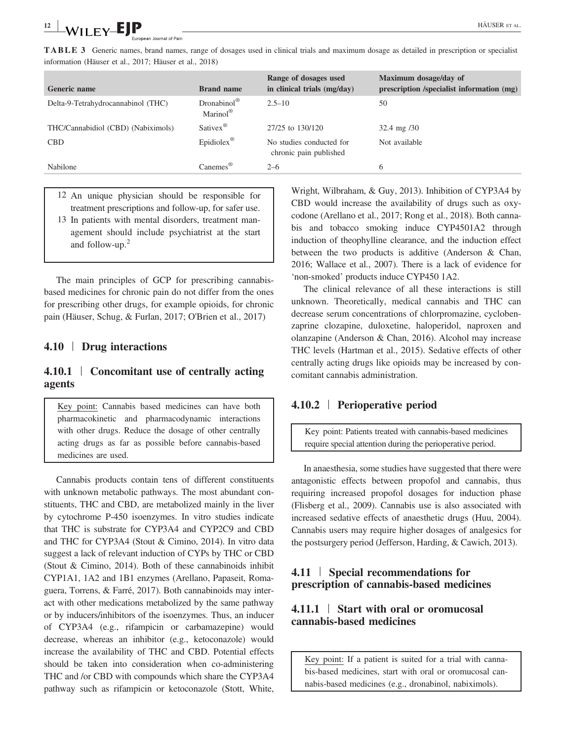**TABLE 3** Generic names, brand names, range of dosages used in clinical trials and maximum dosage as detailed in prescription or specialist information (Häuser et al., 2017; Häuser et al., 2018)

| Generic name | Brand name | Range of dosages used in clinical trials (mg/day) | Maximum dosage/day of prescription /specialist information (mg) |
|---|---|---|---|
| Delta-9-Tetrahydrocannabinol (THC) | Dronabinol® Marinol® | 2.5–10 | 50 |
| THC/Cannabidiol (CBD) (Nabiximols) | Sativex® | 27/25 to 130/120 | 32.4 mg /30 |
| CBD | Epidiolex® | No studies conducted for chronic pain published | Not available |
| Nabilone | Canemes® | 2–6 | 6 |

12 An unique physician should be responsible for treatment prescriptions and follow-up, for safer use.
13 In patients with mental disorders, treatment management should include psychiatrist at the start and follow-up.[2]

The main principles of GCP for prescribing cannabis-based medicines for chronic pain do not differ from the ones for prescribing other drugs, for example opioids, for chronic pain (Häuser, Schug, & Furlan, 2017; O'Brien et al., 2017)

## 4.10 | Drug interactions

### 4.10.1 | Concomitant use of centrally acting agents

Key point: Cannabis based medicines can have both pharmacokinetic and pharmacodynamic interactions with other drugs. Reduce the dosage of other centrally acting drugs as far as possible before cannabis-based medicines are used.

Cannabis products contain tens of different constituents with unknown metabolic pathways. The most abundant constituents, THC and CBD, are metabolized mainly in the liver by cytochrome P-450 isoenzymes. In vitro studies indicate that THC is substrate for CYP3A4 and CYP2C9 and CBD and THC for CYP3A4 (Stout & Cimino, 2014). In vitro data suggest a lack of relevant induction of CYPs by THC or CBD (Stout & Cimino, 2014). Both of these cannabinoids inhibit CYP1A1, 1A2 and 1B1 enzymes (Arellano, Papaseit, Romaguera, Torrens, & Farré, 2017). Both cannabinoids may interact with other medications metabolized by the same pathway or by inducers/inhibitors of the isoenzymes. Thus, an inducer of CYP3A4 (e.g., rifampicin or carbamazepine) would decrease, whereas an inhibitor (e.g., ketoconazole) would increase the availability of THC and CBD. Potential effects should be taken into consideration when co-administering THC and /or CBD with compounds which share the CYP3A4 pathway such as rifampicin or ketoconazole (Stott, White, Wright, Wilbraham, & Guy, 2013). Inhibition of CYP3A4 by CBD would increase the availability of drugs such as oxycodone (Arellano et al., 2017; Rong et al., 2018). Both cannabis and tobacco smoking induce CYP4501A2 through induction of theophylline clearance, and the induction effect between the two products is additive (Anderson & Chan, 2016; Wallace et al., 2007). There is a lack of evidence for 'non-smoked' products induce CYP450 1A2.

The clinical relevance of all these interactions is still unknown. Theoretically, medical cannabis and THC can decrease serum concentrations of chlorpromazine, cyclobenzaprine clozapine, duloxetine, haloperidol, naproxen and olanzapine (Anderson & Chan, 2016). Alcohol may increase THC levels (Hartman et al., 2015). Sedative effects of other centrally acting drugs like opioids may be increased by concomitant cannabis administration.

### 4.10.2 | Perioperative period

Key point: Patients treated with cannabis-based medicines require special attention during the perioperative period.

In anaesthesia, some studies have suggested that there were antagonistic effects between propofol and cannabis, thus requiring increased propofol dosages for induction phase (Flisberg et al., 2009). Cannabis use is also associated with increased sedative effects of anaesthetic drugs (Huu, 2004). Cannabis users may require higher dosages of analgesics for the postsurgery period (Jefferson, Harding, & Cawich, 2013).

## 4.11 | Special recommendations for prescription of cannabis-based medicines

### 4.11.1 | Start with oral or oromucosal cannabis-based medicines

Key point: If a patient is suited for a trial with cannabis-based medicines, start with oral or oromucosal cannabis-based medicines (e.g., dronabinol, nabiximols).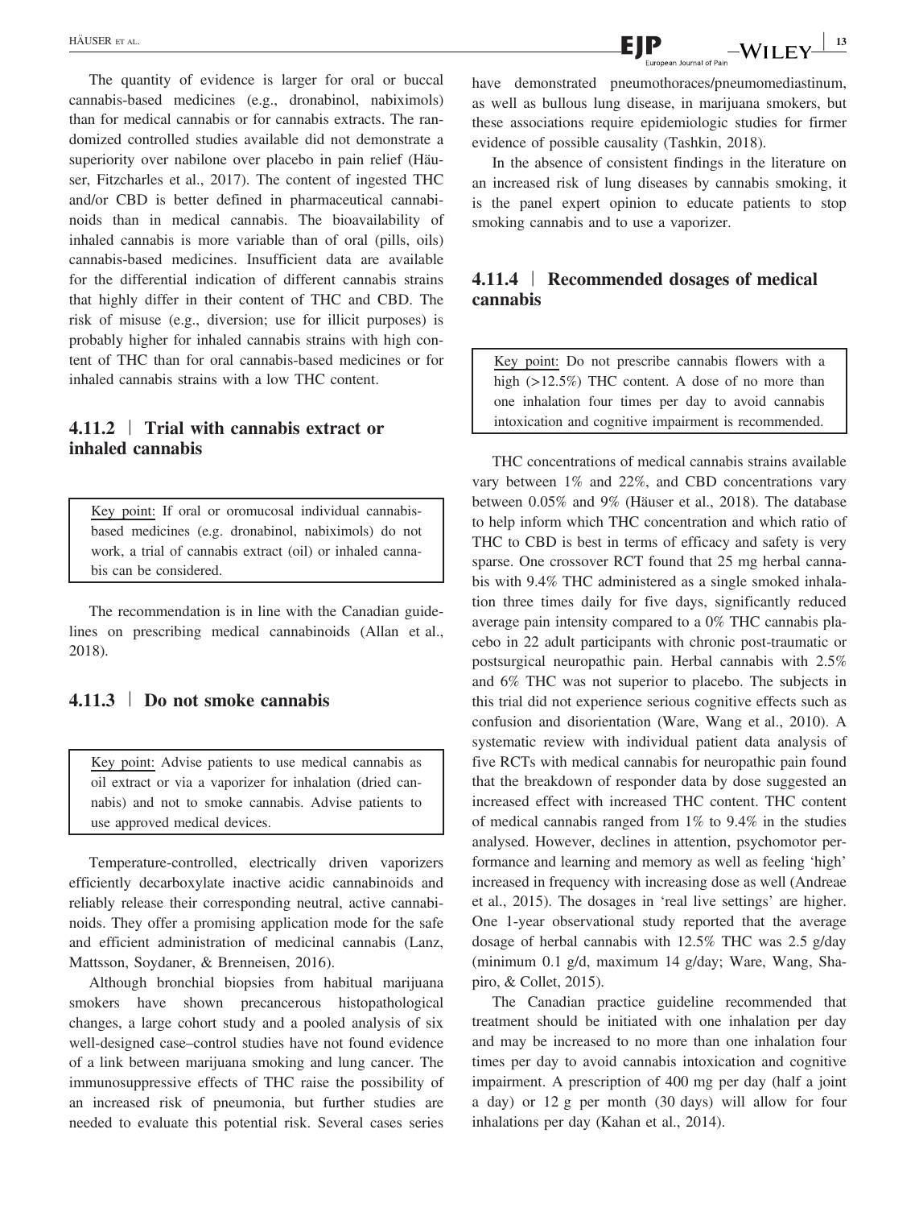The quantity of evidence is larger for oral or buccal cannabis-based medicines (e.g., dronabinol, nabiximols) than for medical cannabis or for cannabis extracts. The randomized controlled studies available did not demonstrate a superiority over nabilone over placebo in pain relief (Häuser, Fitzcharles et al., 2017). The content of ingested THC and/or CBD is better defined in pharmaceutical cannabinoids than in medical cannabis. The bioavailability of inhaled cannabis is more variable than of oral (pills, oils) cannabis-based medicines. Insufficient data are available for the differential indication of different cannabis strains that highly differ in their content of THC and CBD. The risk of misuse (e.g., diversion; use for illicit purposes) is probably higher for inhaled cannabis strains with high content of THC than for oral cannabis-based medicines or for inhaled cannabis strains with a low THC content.

### 4.11.2 | Trial with cannabis extract or inhaled cannabis

> Key point: If oral or oromucosal individual cannabis-based medicines (e.g. dronabinol, nabiximols) do not work, a trial of cannabis extract (oil) or inhaled cannabis can be considered.

The recommendation is in line with the Canadian guidelines on prescribing medical cannabinoids (Allan et al., 2018).

### 4.11.3 | Do not smoke cannabis

> Key point: Advise patients to use medical cannabis as oil extract or via a vaporizer for inhalation (dried cannabis) and not to smoke cannabis. Advise patients to use approved medical devices.

Temperature-controlled, electrically driven vaporizers efficiently decarboxylate inactive acidic cannabinoids and reliably release their corresponding neutral, active cannabinoids. They offer a promising application mode for the safe and efficient administration of medicinal cannabis (Lanz, Mattsson, Soydaner, & Brenneisen, 2016).

Although bronchial biopsies from habitual marijuana smokers have shown precancerous histopathological changes, a large cohort study and a pooled analysis of six well-designed case–control studies have not found evidence of a link between marijuana smoking and lung cancer. The immunosuppressive effects of THC raise the possibility of an increased risk of pneumonia, but further studies are needed to evaluate this potential risk. Several cases series have demonstrated pneumothoraces/pneumomediastinum, as well as bullous lung disease, in marijuana smokers, but these associations require epidemiologic studies for firmer evidence of possible causality (Tashkin, 2018).

In the absence of consistent findings in the literature on an increased risk of lung diseases by cannabis smoking, it is the panel expert opinion to educate patients to stop smoking cannabis and to use a vaporizer.

### 4.11.4 | Recommended dosages of medical cannabis

> Key point: Do not prescribe cannabis flowers with a high (>12.5%) THC content. A dose of no more than one inhalation four times per day to avoid cannabis intoxication and cognitive impairment is recommended.

THC concentrations of medical cannabis strains available vary between 1% and 22%, and CBD concentrations vary between 0.05% and 9% (Häuser et al., 2018). The database to help inform which THC concentration and which ratio of THC to CBD is best in terms of efficacy and safety is very sparse. One crossover RCT found that 25 mg herbal cannabis with 9.4% THC administered as a single smoked inhalation three times daily for five days, significantly reduced average pain intensity compared to a 0% THC cannabis placebo in 22 adult participants with chronic post-traumatic or postsurgical neuropathic pain. Herbal cannabis with 2.5% and 6% THC was not superior to placebo. The subjects in this trial did not experience serious cognitive effects such as confusion and disorientation (Ware, Wang et al., 2010). A systematic review with individual patient data analysis of five RCTs with medical cannabis for neuropathic pain found that the breakdown of responder data by dose suggested an increased effect with increased THC content. THC content of medical cannabis ranged from 1% to 9.4% in the studies analysed. However, declines in attention, psychomotor performance and learning and memory as well as feeling 'high' increased in frequency with increasing dose as well (Andreae et al., 2015). The dosages in 'real live settings' are higher. One 1-year observational study reported that the average dosage of herbal cannabis with 12.5% THC was 2.5 g/day (minimum 0.1 g/d, maximum 14 g/day; Ware, Wang, Shapiro, & Collet, 2015).

The Canadian practice guideline recommended that treatment should be initiated with one inhalation per day and may be increased to no more than one inhalation four times per day to avoid cannabis intoxication and cognitive impairment. A prescription of 400 mg per day (half a joint a day) or 12 g per month (30 days) will allow for four inhalations per day (Kahan et al., 2014).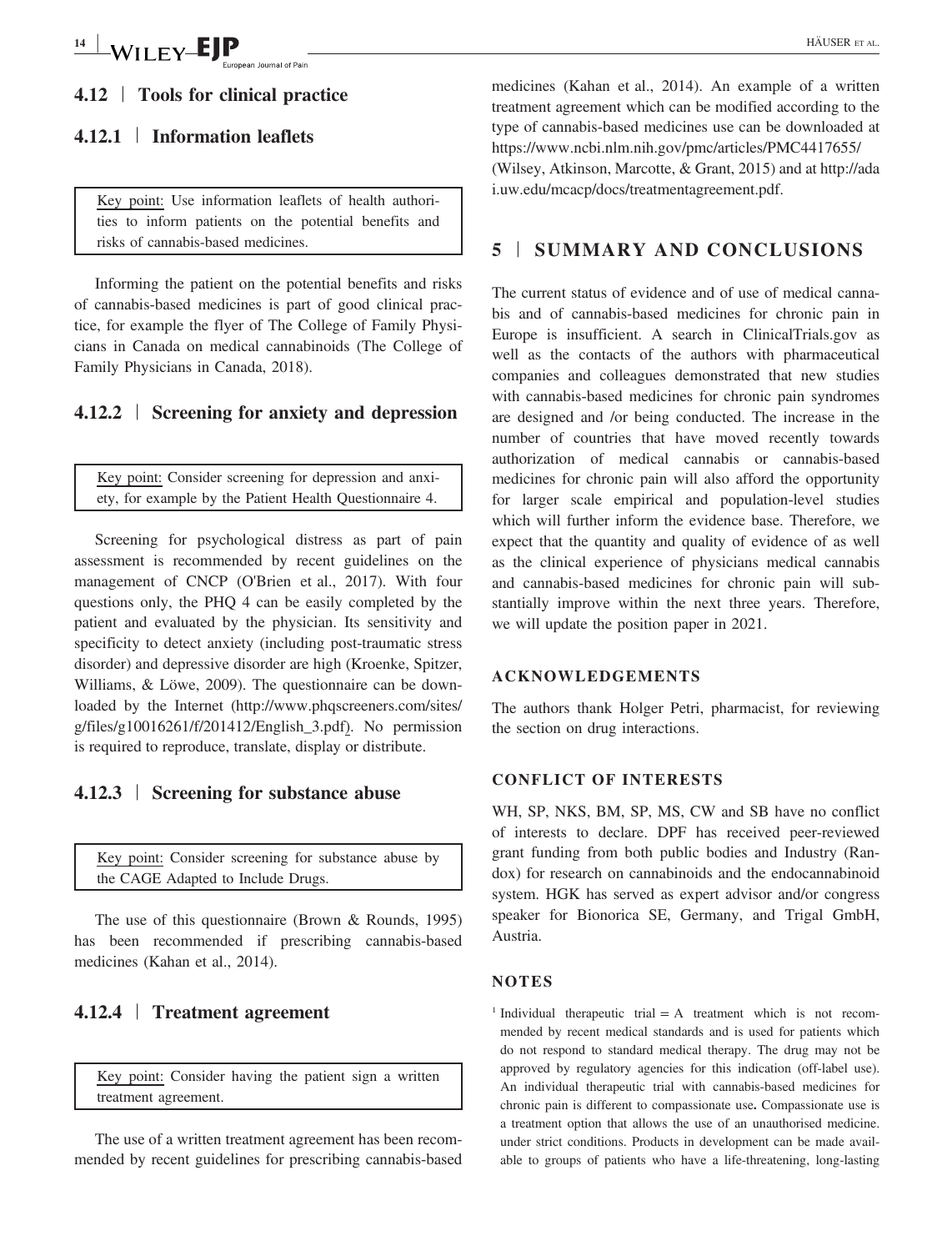### 4.12 | Tools for clinical practice

#### 4.12.1 | Information leaflets

Key point: Use information leaflets of health authorities to inform patients on the potential benefits and risks of cannabis-based medicines.

Informing the patient on the potential benefits and risks of cannabis-based medicines is part of good clinical practice, for example the flyer of The College of Family Physicians in Canada on medical cannabinoids (The College of Family Physicians in Canada, 2018).

#### 4.12.2 | Screening for anxiety and depression

Key point: Consider screening for depression and anxiety, for example by the Patient Health Questionnaire 4.

Screening for psychological distress as part of pain assessment is recommended by recent guidelines on the management of CNCP (O'Brien et al., 2017). With four questions only, the PHQ 4 can be easily completed by the patient and evaluated by the physician. Its sensitivity and specificity to detect anxiety (including post-traumatic stress disorder) and depressive disorder are high (Kroenke, Spitzer, Williams, & Löwe, 2009). The questionnaire can be downloaded by the Internet (http://www.phqscreeners.com/sites/g/files/g10016261/f/201412/English_3.pdf). No permission is required to reproduce, translate, display or distribute.

#### 4.12.3 | Screening for substance abuse

Key point: Consider screening for substance abuse by the CAGE Adapted to Include Drugs.

The use of this questionnaire (Brown & Rounds, 1995) has been recommended if prescribing cannabis-based medicines (Kahan et al., 2014).

#### 4.12.4 | Treatment agreement

Key point: Consider having the patient sign a written treatment agreement.

The use of a written treatment agreement has been recommended by recent guidelines for prescribing cannabis-based medicines (Kahan et al., 2014). An example of a written treatment agreement which can be modified according to the type of cannabis-based medicines use can be downloaded at https://www.ncbi.nlm.nih.gov/pmc/articles/PMC4417655/ (Wilsey, Atkinson, Marcotte, & Grant, 2015) and at http://adai.uw.edu/mcacp/docs/treatmentagreement.pdf.

## 5 | SUMMARY AND CONCLUSIONS

The current status of evidence and of use of medical cannabis and of cannabis-based medicines for chronic pain in Europe is insufficient. A search in ClinicalTrials.gov as well as the contacts of the authors with pharmaceutical companies and colleagues demonstrated that new studies with cannabis-based medicines for chronic pain syndromes are designed and /or being conducted. The increase in the number of countries that have moved recently towards authorization of medical cannabis or cannabis-based medicines for chronic pain will also afford the opportunity for larger scale empirical and population-level studies which will further inform the evidence base. Therefore, we expect that the quantity and quality of evidence of as well as the clinical experience of physicians medical cannabis and cannabis-based medicines for chronic pain will substantially improve within the next three years. Therefore, we will update the position paper in 2021.

### ACKNOWLEDGEMENTS

The authors thank Holger Petri, pharmacist, for reviewing the section on drug interactions.

### CONFLICT OF INTERESTS

WH, SP, NKS, BM, SP, MS, CW and SB have no conflict of interests to declare. DPF has received peer-reviewed grant funding from both public bodies and Industry (Randox) for research on cannabinoids and the endocannabinoid system. HGK has served as expert advisor and/or congress speaker for Bionorica SE, Germany, and Trigal GmbH, Austria.

### NOTES

[1] Individual therapeutic trial = A treatment which is not recommended by recent medical standards and is used for patients which do not respond to standard medical therapy. The drug may not be approved by regulatory agencies for this indication (off-label use). An individual therapeutic trial with cannabis-based medicines for chronic pain is different to compassionate use**.** Compassionate use is a treatment option that allows the use of an unauthorised medicine. under strict conditions. Products in development can be made available to groups of patients who have a life-threatening, long-lasting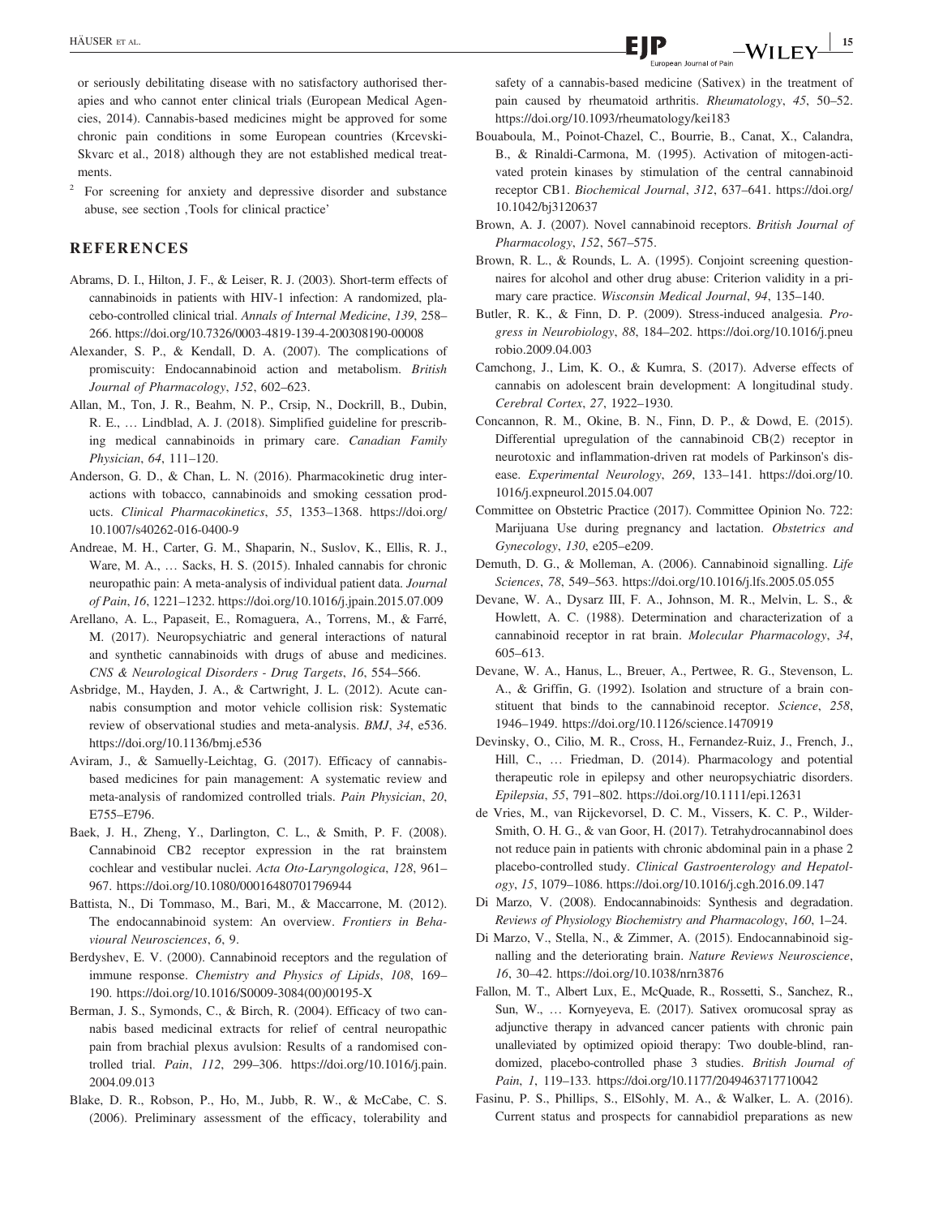or seriously debilitating disease with no satisfactory authorised therapies and who cannot enter clinical trials (European Medical Agencies, 2014). Cannabis-based medicines might be approved for some chronic pain conditions in some European countries (Krcevski-Skvarc et al., 2018) although they are not established medical treatments.

[2] For screening for anxiety and depressive disorder and substance abuse, see section ‚Tools for clinical practice'

## REFERENCES

Abrams, D. I., Hilton, J. F., & Leiser, R. J. (2003). Short-term effects of cannabinoids in patients with HIV-1 infection: A randomized, placebo-controlled clinical trial. *Annals of Internal Medicine*, *139*, 258–266. https://doi.org/10.7326/0003-4819-139-4-200308190-00008

Alexander, S. P., & Kendall, D. A. (2007). The complications of promiscuity: Endocannabinoid action and metabolism. *British Journal of Pharmacology*, *152*, 602–623.

Allan, M., Ton, J. R., Beahm, N. P., Crsip, N., Dockrill, B., Dubin, R. E., … Lindblad, A. J. (2018). Simplified guideline for prescribing medical cannabinoids in primary care. *Canadian Family Physician*, *64*, 111–120.

Anderson, G. D., & Chan, L. N. (2016). Pharmacokinetic drug interactions with tobacco, cannabinoids and smoking cessation products. *Clinical Pharmacokinetics*, *55*, 1353–1368. https://doi.org/10.1007/s40262-016-0400-9

Andreae, M. H., Carter, G. M., Shaparin, N., Suslov, K., Ellis, R. J., Ware, M. A., … Sacks, H. S. (2015). Inhaled cannabis for chronic neuropathic pain: A meta-analysis of individual patient data. *Journal of Pain*, *16*, 1221–1232. https://doi.org/10.1016/j.jpain.2015.07.009

Arellano, A. L., Papaseit, E., Romaguera, A., Torrens, M., & Farré, M. (2017). Neuropsychiatric and general interactions of natural and synthetic cannabinoids with drugs of abuse and medicines. *CNS & Neurological Disorders - Drug Targets*, *16*, 554–566.

Asbridge, M., Hayden, J. A., & Cartwright, J. L. (2012). Acute cannabis consumption and motor vehicle collision risk: Systematic review of observational studies and meta-analysis. *BMJ*, *34*, e536. https://doi.org/10.1136/bmj.e536

Aviram, J., & Samuelly-Leichtag, G. (2017). Efficacy of cannabis-based medicines for pain management: A systematic review and meta-analysis of randomized controlled trials. *Pain Physician*, *20*, E755–E796.

Baek, J. H., Zheng, Y., Darlington, C. L., & Smith, P. F. (2008). Cannabinoid CB2 receptor expression in the rat brainstem cochlear and vestibular nuclei. *Acta Oto-Laryngologica*, *128*, 961–967. https://doi.org/10.1080/00016480701796944

Battista, N., Di Tommaso, M., Bari, M., & Maccarrone, M. (2012). The endocannabinoid system: An overview. *Frontiers in Behavioural Neurosciences*, *6*, 9.

Berdyshev, E. V. (2000). Cannabinoid receptors and the regulation of immune response. *Chemistry and Physics of Lipids*, *108*, 169–190. https://doi.org/10.1016/S0009-3084(00)00195-X

Berman, J. S., Symonds, C., & Birch, R. (2004). Efficacy of two cannabis based medicinal extracts for relief of central neuropathic pain from brachial plexus avulsion: Results of a randomised controlled trial. *Pain*, *112*, 299–306. https://doi.org/10.1016/j.pain.2004.09.013

Blake, D. R., Robson, P., Ho, M., Jubb, R. W., & McCabe, C. S. (2006). Preliminary assessment of the efficacy, tolerability and safety of a cannabis-based medicine (Sativex) in the treatment of pain caused by rheumatoid arthritis. *Rheumatology*, *45*, 50–52. https://doi.org/10.1093/rheumatology/kei183

Bouaboula, M., Poinot-Chazel, C., Bourrie, B., Canat, X., Calandra, B., & Rinaldi-Carmona, M. (1995). Activation of mitogen-activated protein kinases by stimulation of the central cannabinoid receptor CB1. *Biochemical Journal*, *312*, 637–641. https://doi.org/10.1042/bj3120637

Brown, A. J. (2007). Novel cannabinoid receptors. *British Journal of Pharmacology*, *152*, 567–575.

Brown, R. L., & Rounds, L. A. (1995). Conjoint screening questionnaires for alcohol and other drug abuse: Criterion validity in a primary care practice. *Wisconsin Medical Journal*, *94*, 135–140.

Butler, R. K., & Finn, D. P. (2009). Stress-induced analgesia. *Progress in Neurobiology*, *88*, 184–202. https://doi.org/10.1016/j.pneurobio.2009.04.003

Camchong, J., Lim, K. O., & Kumra, S. (2017). Adverse effects of cannabis on adolescent brain development: A longitudinal study. *Cerebral Cortex*, *27*, 1922–1930.

Concannon, R. M., Okine, B. N., Finn, D. P., & Dowd, E. (2015). Differential upregulation of the cannabinoid CB(2) receptor in neurotoxic and inflammation-driven rat models of Parkinson's disease. *Experimental Neurology*, *269*, 133–141. https://doi.org/10.1016/j.expneurol.2015.04.007

Committee on Obstetric Practice (2017). Committee Opinion No. 722: Marijuana Use during pregnancy and lactation. *Obstetrics and Gynecology*, *130*, e205–e209.

Demuth, D. G., & Molleman, A. (2006). Cannabinoid signalling. *Life Sciences*, *78*, 549–563. https://doi.org/10.1016/j.lfs.2005.05.055

Devane, W. A., Dysarz III, F. A., Johnson, M. R., Melvin, L. S., & Howlett, A. C. (1988). Determination and characterization of a cannabinoid receptor in rat brain. *Molecular Pharmacology*, *34*, 605–613.

Devane, W. A., Hanus, L., Breuer, A., Pertwee, R. G., Stevenson, L. A., & Griffin, G. (1992). Isolation and structure of a brain constituent that binds to the cannabinoid receptor. *Science*, *258*, 1946–1949. https://doi.org/10.1126/science.1470919

Devinsky, O., Cilio, M. R., Cross, H., Fernandez-Ruiz, J., French, J., Hill, C., … Friedman, D. (2014). Pharmacology and potential therapeutic role in epilepsy and other neuropsychiatric disorders. *Epilepsia*, *55*, 791–802. https://doi.org/10.1111/epi.12631

de Vries, M., van Rijckevorsel, D. C. M., Vissers, K. C. P., Wilder-Smith, O. H. G., & van Goor, H. (2017). Tetrahydrocannabinol does not reduce pain in patients with chronic abdominal pain in a phase 2 placebo-controlled study. *Clinical Gastroenterology and Hepatology*, *15*, 1079–1086. https://doi.org/10.1016/j.cgh.2016.09.147

Di Marzo, V. (2008). Endocannabinoids: Synthesis and degradation. *Reviews of Physiology Biochemistry and Pharmacology*, *160*, 1–24.

Di Marzo, V., Stella, N., & Zimmer, A. (2015). Endocannabinoid signalling and the deteriorating brain. *Nature Reviews Neuroscience*, *16*, 30–42. https://doi.org/10.1038/nrn3876

Fallon, M. T., Albert Lux, E., McQuade, R., Rossetti, S., Sanchez, R., Sun, W., … Kornyeyeva, E. (2017). Sativex oromucosal spray as adjunctive therapy in advanced cancer patients with chronic pain unalleviated by optimized opioid therapy: Two double-blind, randomized, placebo-controlled phase 3 studies. *British Journal of Pain*, *1*, 119–133. https://doi.org/10.1177/2049463717710042

Fasinu, P. S., Phillips, S., ElSohly, M. A., & Walker, L. A. (2016). Current status and prospects for cannabidiol preparations as new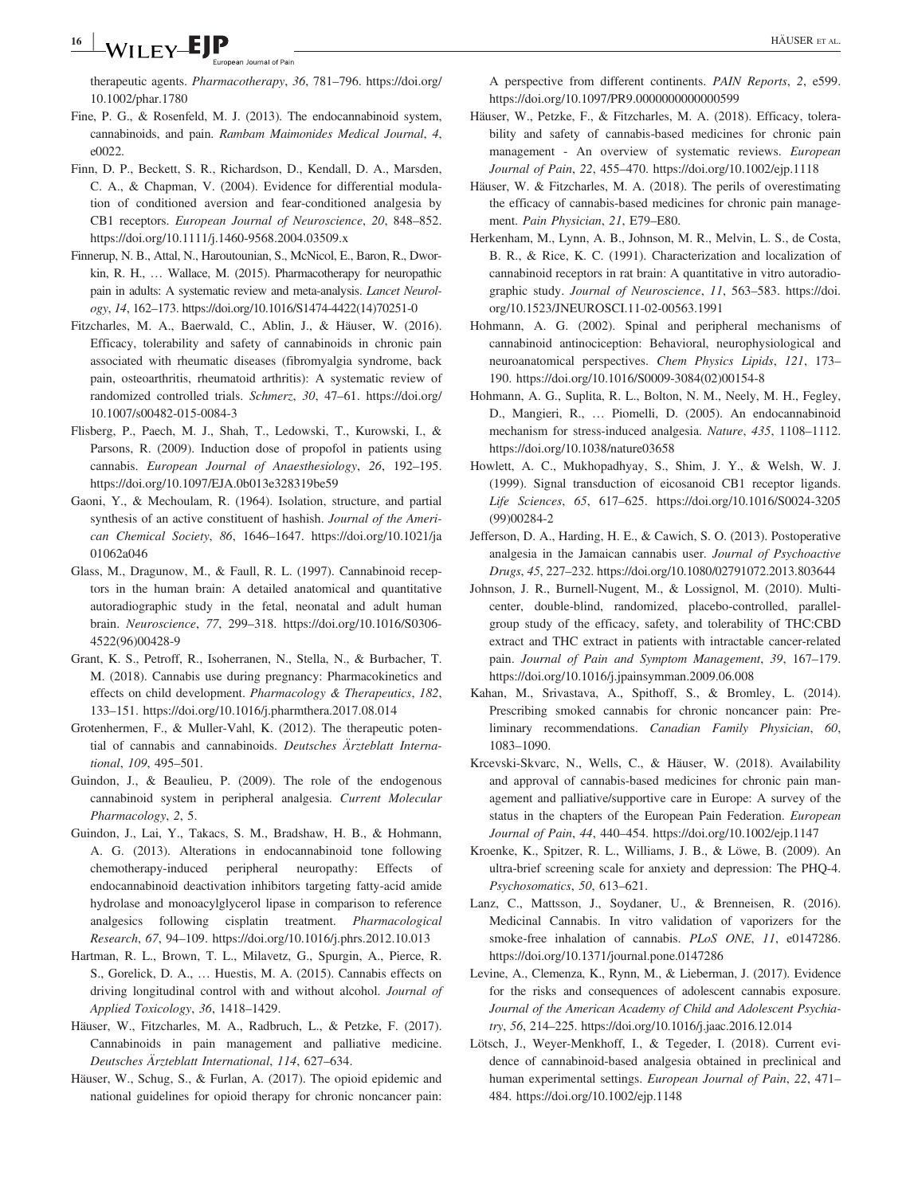therapeutic agents. *Pharmacotherapy*, *36*, 781–796. https://doi.org/10.1002/phar.1780

Fine, P. G., & Rosenfeld, M. J. (2013). The endocannabinoid system, cannabinoids, and pain. *Rambam Maimonides Medical Journal*, *4*, e0022.

Finn, D. P., Beckett, S. R., Richardson, D., Kendall, D. A., Marsden, C. A., & Chapman, V. (2004). Evidence for differential modulation of conditioned aversion and fear-conditioned analgesia by CB1 receptors. *European Journal of Neuroscience*, *20*, 848–852. https://doi.org/10.1111/j.1460-9568.2004.03509.x

Finnerup, N. B., Attal, N., Haroutounian, S., McNicol, E., Baron, R., Dworkin, R. H., … Wallace, M. (2015). Pharmacotherapy for neuropathic pain in adults: A systematic review and meta-analysis. *Lancet Neurology*, *14*, 162–173. https://doi.org/10.1016/S1474-4422(14)70251-0

Fitzcharles, M. A., Baerwald, C., Ablin, J., & Häuser, W. (2016). Efficacy, tolerability and safety of cannabinoids in chronic pain associated with rheumatic diseases (fibromyalgia syndrome, back pain, osteoarthritis, rheumatoid arthritis): A systematic review of randomized controlled trials. *Schmerz*, *30*, 47–61. https://doi.org/10.1007/s00482-015-0084-3

Flisberg, P., Paech, M. J., Shah, T., Ledowski, T., Kurowski, I., & Parsons, R. (2009). Induction dose of propofol in patients using cannabis. *European Journal of Anaesthesiology*, *26*, 192–195. https://doi.org/10.1097/EJA.0b013e328319be59

Gaoni, Y., & Mechoulam, R. (1964). Isolation, structure, and partial synthesis of an active constituent of hashish. *Journal of the American Chemical Society*, *86*, 1646–1647. https://doi.org/10.1021/ja01062a046

Glass, M., Dragunow, M., & Faull, R. L. (1997). Cannabinoid receptors in the human brain: A detailed anatomical and quantitative autoradiographic study in the fetal, neonatal and adult human brain. *Neuroscience*, *77*, 299–318. https://doi.org/10.1016/S0306-4522(96)00428-9

Grant, K. S., Petroff, R., Isoherranen, N., Stella, N., & Burbacher, T. M. (2018). Cannabis use during pregnancy: Pharmacokinetics and effects on child development. *Pharmacology & Therapeutics*, *182*, 133–151. https://doi.org/10.1016/j.pharmthera.2017.08.014

Grotenhermen, F., & Muller-Vahl, K. (2012). The therapeutic potential of cannabis and cannabinoids. *Deutsches Ärzteblatt International*, *109*, 495–501.

Guindon, J., & Beaulieu, P. (2009). The role of the endogenous cannabinoid system in peripheral analgesia. *Current Molecular Pharmacology*, *2*, 5.

Guindon, J., Lai, Y., Takacs, S. M., Bradshaw, H. B., & Hohmann, A. G. (2013). Alterations in endocannabinoid tone following chemotherapy-induced peripheral neuropathy: Effects of endocannabinoid deactivation inhibitors targeting fatty-acid amide hydrolase and monoacylglycerol lipase in comparison to reference analgesics following cisplatin treatment. *Pharmacological Research*, *67*, 94–109. https://doi.org/10.1016/j.phrs.2012.10.013

Hartman, R. L., Brown, T. L., Milavetz, G., Spurgin, A., Pierce, R. S., Gorelick, D. A., … Huestis, M. A. (2015). Cannabis effects on driving longitudinal control with and without alcohol. *Journal of Applied Toxicology*, *36*, 1418–1429.

Häuser, W., Fitzcharles, M. A., Radbruch, L., & Petzke, F. (2017). Cannabinoids in pain management and palliative medicine. *Deutsches Ärzteblatt International*, *114*, 627–634.

Häuser, W., Schug, S., & Furlan, A. (2017). The opioid epidemic and national guidelines for opioid therapy for chronic noncancer pain: A perspective from different continents. *PAIN Reports*, *2*, e599. https://doi.org/10.1097/PR9.0000000000000599

Häuser, W., Petzke, F., & Fitzcharles, M. A. (2018). Efficacy, tolerability and safety of cannabis-based medicines for chronic pain management - An overview of systematic reviews. *European Journal of Pain*, *22*, 455–470. https://doi.org/10.1002/ejp.1118

Häuser, W. & Fitzcharles, M. A. (2018). The perils of overestimating the efficacy of cannabis-based medicines for chronic pain management. *Pain Physician*, *21*, E79–E80.

Herkenham, M., Lynn, A. B., Johnson, M. R., Melvin, L. S., de Costa, B. R., & Rice, K. C. (1991). Characterization and localization of cannabinoid receptors in rat brain: A quantitative in vitro autoradiographic study. *Journal of Neuroscience*, *11*, 563–583. https://doi.org/10.1523/JNEUROSCI.11-02-00563.1991

Hohmann, A. G. (2002). Spinal and peripheral mechanisms of cannabinoid antinociception: Behavioral, neurophysiological and neuroanatomical perspectives. *Chem Physics Lipids*, *121*, 173–190. https://doi.org/10.1016/S0009-3084(02)00154-8

Hohmann, A. G., Suplita, R. L., Bolton, N. M., Neely, M. H., Fegley, D., Mangieri, R., … Piomelli, D. (2005). An endocannabinoid mechanism for stress-induced analgesia. *Nature*, *435*, 1108–1112. https://doi.org/10.1038/nature03658

Howlett, A. C., Mukhopadhyay, S., Shim, J. Y., & Welsh, W. J. (1999). Signal transduction of eicosanoid CB1 receptor ligands. *Life Sciences*, *65*, 617–625. https://doi.org/10.1016/S0024-3205(99)00284-2

Jefferson, D. A., Harding, H. E., & Cawich, S. O. (2013). Postoperative analgesia in the Jamaican cannabis user. *Journal of Psychoactive Drugs*, *45*, 227–232. https://doi.org/10.1080/02791072.2013.803644

Johnson, J. R., Burnell-Nugent, M., & Lossignol, M. (2010). Multicenter, double-blind, randomized, placebo-controlled, parallel-group study of the efficacy, safety, and tolerability of THC:CBD extract and THC extract in patients with intractable cancer-related pain. *Journal of Pain and Symptom Management*, *39*, 167–179. https://doi.org/10.1016/j.jpainsymman.2009.06.008

Kahan, M., Srivastava, A., Spithoff, S., & Bromley, L. (2014). Prescribing smoked cannabis for chronic noncancer pain: Preliminary recommendations. *Canadian Family Physician*, *60*, 1083–1090.

Krcevski-Skvarc, N., Wells, C., & Häuser, W. (2018). Availability and approval of cannabis-based medicines for chronic pain management and palliative/supportive care in Europe: A survey of the status in the chapters of the European Pain Federation. *European Journal of Pain*, *44*, 440–454. https://doi.org/10.1002/ejp.1147

Kroenke, K., Spitzer, R. L., Williams, J. B., & Löwe, B. (2009). An ultra-brief screening scale for anxiety and depression: The PHQ-4. *Psychosomatics*, *50*, 613–621.

Lanz, C., Mattsson, J., Soydaner, U., & Brenneisen, R. (2016). Medicinal Cannabis. In vitro validation of vaporizers for the smoke-free inhalation of cannabis. *PLoS ONE*, *11*, e0147286. https://doi.org/10.1371/journal.pone.0147286

Levine, A., Clemenza, K., Rynn, M., & Lieberman, J. (2017). Evidence for the risks and consequences of adolescent cannabis exposure. *Journal of the American Academy of Child and Adolescent Psychiatry*, *56*, 214–225. https://doi.org/10.1016/j.jaac.2016.12.014

Lötsch, J., Weyer-Menkhoff, I., & Tegeder, I. (2018). Current evidence of cannabinoid-based analgesia obtained in preclinical and human experimental settings. *European Journal of Pain*, *22*, 471–484. https://doi.org/10.1002/ejp.1148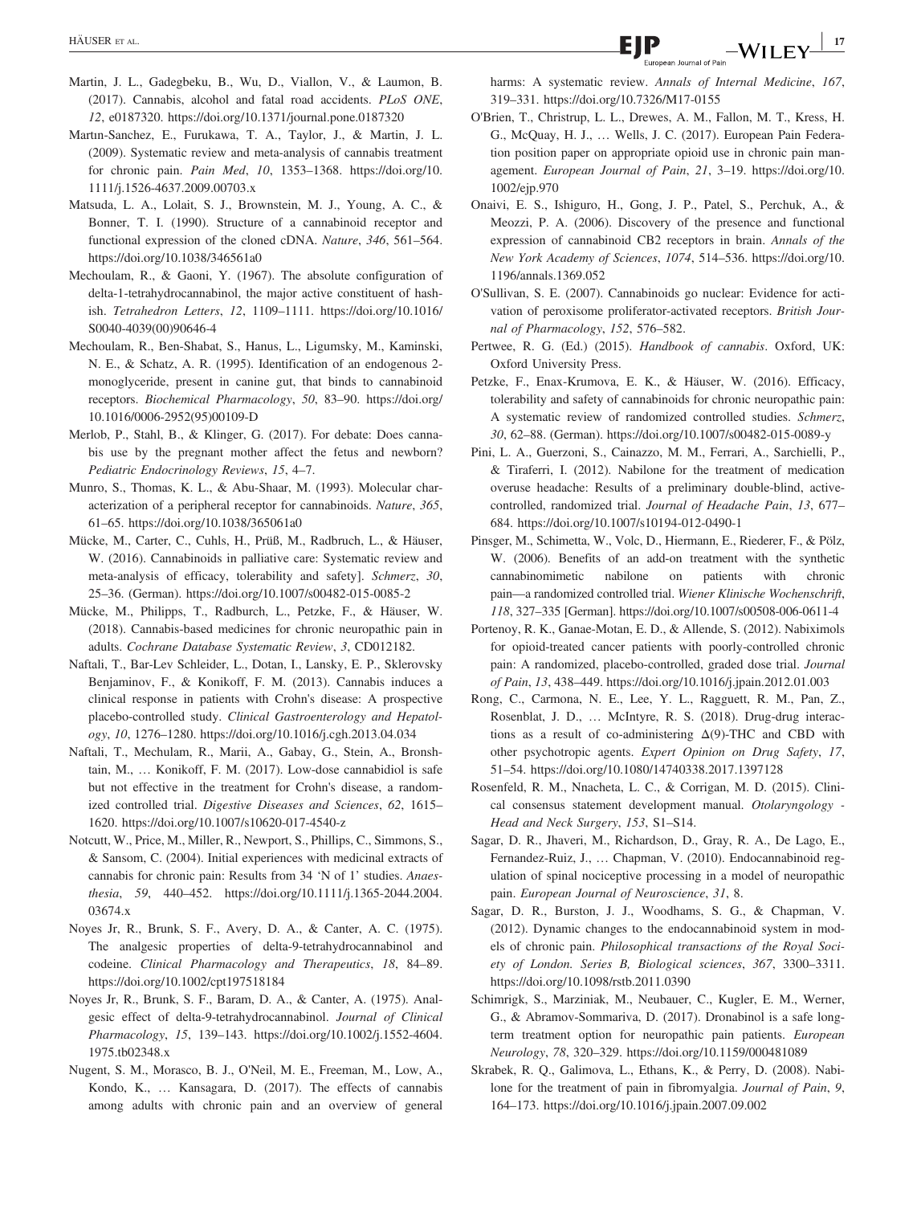Martin, J. L., Gadegbeku, B., Wu, D., Viallon, V., & Laumon, B. (2017). Cannabis, alcohol and fatal road accidents. *PLoS ONE*, *12*, e0187320. https://doi.org/10.1371/journal.pone.0187320

Martın-Sanchez, E., Furukawa, T. A., Taylor, J., & Martin, J. L. (2009). Systematic review and meta-analysis of cannabis treatment for chronic pain. *Pain Med*, *10*, 1353–1368. https://doi.org/10.1111/j.1526-4637.2009.00703.x

Matsuda, L. A., Lolait, S. J., Brownstein, M. J., Young, A. C., & Bonner, T. I. (1990). Structure of a cannabinoid receptor and functional expression of the cloned cDNA. *Nature*, *346*, 561–564. https://doi.org/10.1038/346561a0

Mechoulam, R., & Gaoni, Y. (1967). The absolute configuration of delta-1-tetrahydrocannabinol, the major active constituent of hashish. *Tetrahedron Letters*, *12*, 1109–1111. https://doi.org/10.1016/S0040-4039(00)90646-4

Mechoulam, R., Ben-Shabat, S., Hanus, L., Ligumsky, M., Kaminski, N. E., & Schatz, A. R. (1995). Identification of an endogenous 2-monoglyceride, present in canine gut, that binds to cannabinoid receptors. *Biochemical Pharmacology*, *50*, 83–90. https://doi.org/10.1016/0006-2952(95)00109-D

Merlob, P., Stahl, B., & Klinger, G. (2017). For debate: Does cannabis use by the pregnant mother affect the fetus and newborn? *Pediatric Endocrinology Reviews*, *15*, 4–7.

Munro, S., Thomas, K. L., & Abu-Shaar, M. (1993). Molecular characterization of a peripheral receptor for cannabinoids. *Nature*, *365*, 61–65. https://doi.org/10.1038/365061a0

Mücke, M., Carter, C., Cuhls, H., Prüß, M., Radbruch, L., & Häuser, W. (2016). Cannabinoids in palliative care: Systematic review and meta-analysis of efficacy, tolerability and safety]. *Schmerz*, *30*, 25–36. (German). https://doi.org/10.1007/s00482-015-0085-2

Mücke, M., Philipps, T., Radburch, L., Petzke, F., & Häuser, W. (2018). Cannabis-based medicines for chronic neuropathic pain in adults. *Cochrane Database Systematic Review*, *3*, CD012182.

Naftali, T., Bar-Lev Schleider, L., Dotan, I., Lansky, E. P., Sklerovsky Benjaminov, F., & Konikoff, F. M. (2013). Cannabis induces a clinical response in patients with Crohn's disease: A prospective placebo-controlled study. *Clinical Gastroenterology and Hepatology*, *10*, 1276–1280. https://doi.org/10.1016/j.cgh.2013.04.034

Naftali, T., Mechulam, R., Marii, A., Gabay, G., Stein, A., Bronshtain, M., … Konikoff, F. M. (2017). Low-dose cannabidiol is safe but not effective in the treatment for Crohn's disease, a randomized controlled trial. *Digestive Diseases and Sciences*, *62*, 1615–1620. https://doi.org/10.1007/s10620-017-4540-z

Notcutt, W., Price, M., Miller, R., Newport, S., Phillips, C., Simmons, S., & Sansom, C. (2004). Initial experiences with medicinal extracts of cannabis for chronic pain: Results from 34 'N of 1' studies. *Anaesthesia*, *59*, 440–452. https://doi.org/10.1111/j.1365-2044.2004.03674.x

Noyes Jr, R., Brunk, S. F., Avery, D. A., & Canter, A. C. (1975). The analgesic properties of delta-9-tetrahydrocannabinol and codeine. *Clinical Pharmacology and Therapeutics*, *18*, 84–89. https://doi.org/10.1002/cpt197518184

Noyes Jr, R., Brunk, S. F., Baram, D. A., & Canter, A. (1975). Analgesic effect of delta-9-tetrahydrocannabinol. *Journal of Clinical Pharmacology*, *15*, 139–143. https://doi.org/10.1002/j.1552-4604.1975.tb02348.x

Nugent, S. M., Morasco, B. J., O'Neil, M. E., Freeman, M., Low, A., Kondo, K., … Kansagara, D. (2017). The effects of cannabis among adults with chronic pain and an overview of general harms: A systematic review. *Annals of Internal Medicine*, *167*, 319–331. https://doi.org/10.7326/M17-0155

O'Brien, T., Christrup, L. L., Drewes, A. M., Fallon, M. T., Kress, H. G., McQuay, H. J., … Wells, J. C. (2017). European Pain Federation position paper on appropriate opioid use in chronic pain management. *European Journal of Pain*, *21*, 3–19. https://doi.org/10.1002/ejp.970

Onaivi, E. S., Ishiguro, H., Gong, J. P., Patel, S., Perchuk, A., & Meozzi, P. A. (2006). Discovery of the presence and functional expression of cannabinoid CB2 receptors in brain. *Annals of the New York Academy of Sciences*, *1074*, 514–536. https://doi.org/10.1196/annals.1369.052

O'Sullivan, S. E. (2007). Cannabinoids go nuclear: Evidence for activation of peroxisome proliferator-activated receptors. *British Journal of Pharmacology*, *152*, 576–582.

Pertwee, R. G. (Ed.) (2015). *Handbook of cannabis*. Oxford, UK: Oxford University Press.

Petzke, F., Enax-Krumova, E. K., & Häuser, W. (2016). Efficacy, tolerability and safety of cannabinoids for chronic neuropathic pain: A systematic review of randomized controlled studies. *Schmerz*, *30*, 62–88. (German). https://doi.org/10.1007/s00482-015-0089-y

Pini, L. A., Guerzoni, S., Cainazzo, M. M., Ferrari, A., Sarchielli, P., & Tiraferri, I. (2012). Nabilone for the treatment of medication overuse headache: Results of a preliminary double-blind, active-controlled, randomized trial. *Journal of Headache Pain*, *13*, 677–684. https://doi.org/10.1007/s10194-012-0490-1

Pinsger, M., Schimetta, W., Volc, D., Hiermann, E., Riederer, F., & Pölz, W. (2006). Benefits of an add-on treatment with the synthetic cannabinomimetic nabilone on patients with chronic pain—a randomized controlled trial. *Wiener Klinische Wochenschrift*, *118*, 327–335 [German]. https://doi.org/10.1007/s00508-006-0611-4

Portenoy, R. K., Ganae-Motan, E. D., & Allende, S. (2012). Nabiximols for opioid-treated cancer patients with poorly-controlled chronic pain: A randomized, placebo-controlled, graded dose trial. *Journal of Pain*, *13*, 438–449. https://doi.org/10.1016/j.jpain.2012.01.003

Rong, C., Carmona, N. E., Lee, Y. L., Ragguett, R. M., Pan, Z., Rosenblat, J. D., … McIntyre, R. S. (2018). Drug-drug interactions as a result of co-administering Δ(9)-THC and CBD with other psychotropic agents. *Expert Opinion on Drug Safety*, *17*, 51–54. https://doi.org/10.1080/14740338.2017.1397128

Rosenfeld, R. M., Nnacheta, L. C., & Corrigan, M. D. (2015). Clinical consensus statement development manual. *Otolaryngology - Head and Neck Surgery*, *153*, S1–S14.

Sagar, D. R., Jhaveri, M., Richardson, D., Gray, R. A., De Lago, E., Fernandez-Ruiz, J., … Chapman, V. (2010). Endocannabinoid regulation of spinal nociceptive processing in a model of neuropathic pain. *European Journal of Neuroscience*, *31*, 8.

Sagar, D. R., Burston, J. J., Woodhams, S. G., & Chapman, V. (2012). Dynamic changes to the endocannabinoid system in models of chronic pain. *Philosophical transactions of the Royal Society of London. Series B, Biological sciences*, *367*, 3300–3311. https://doi.org/10.1098/rstb.2011.0390

Schimrigk, S., Marziniak, M., Neubauer, C., Kugler, E. M., Werner, G., & Abramov-Sommariva, D. (2017). Dronabinol is a safe long-term treatment option for neuropathic pain patients. *European Neurology*, *78*, 320–329. https://doi.org/10.1159/000481089

Skrabek, R. Q., Galimova, L., Ethans, K., & Perry, D. (2008). Nabilone for the treatment of pain in fibromyalgia. *Journal of Pain*, *9*, 164–173. https://doi.org/10.1016/j.jpain.2007.09.002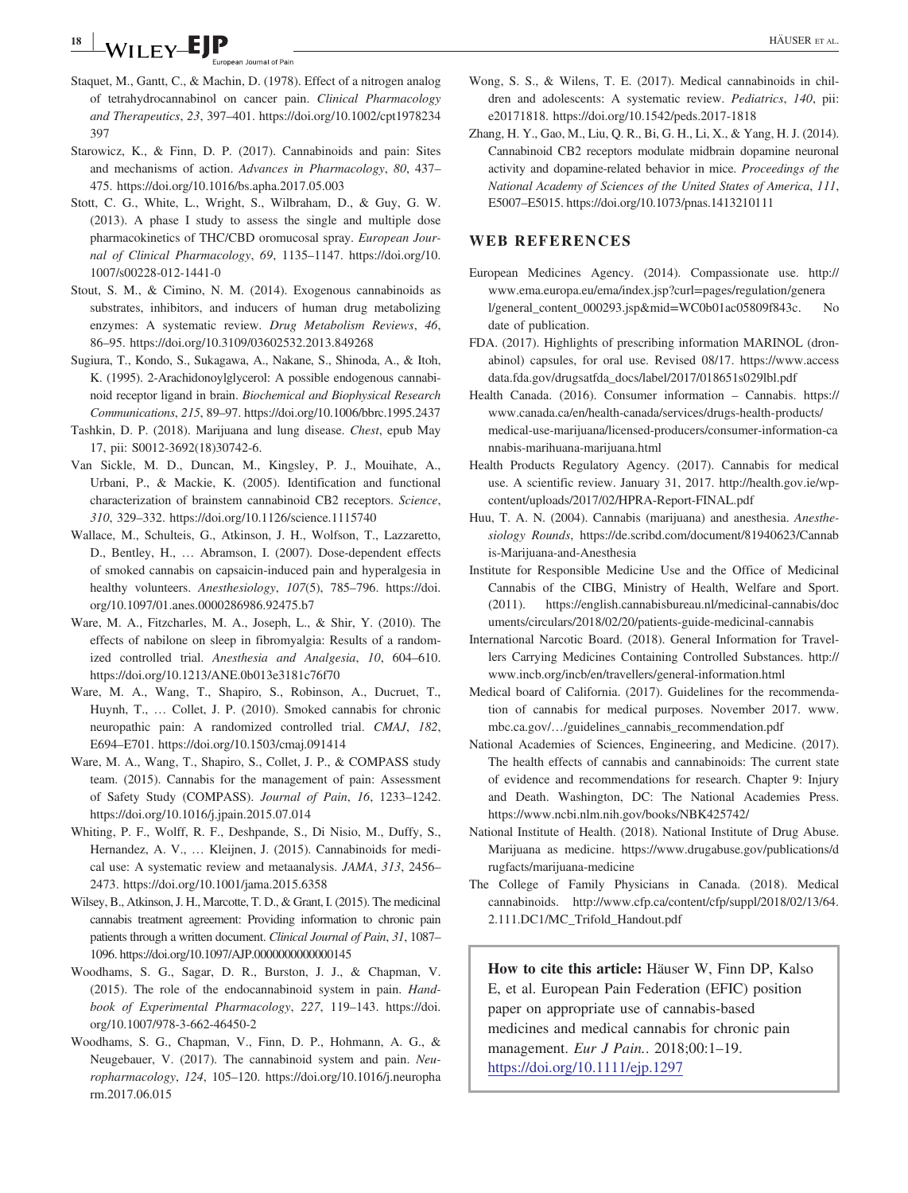Staquet, M., Gantt, C., & Machin, D. (1978). Effect of a nitrogen analog of tetrahydrocannabinol on cancer pain. *Clinical Pharmacology and Therapeutics*, *23*, 397–401. https://doi.org/10.1002/cpt1978234397

Starowicz, K., & Finn, D. P. (2017). Cannabinoids and pain: Sites and mechanisms of action. *Advances in Pharmacology*, *80*, 437–475. https://doi.org/10.1016/bs.apha.2017.05.003

Stott, C. G., White, L., Wright, S., Wilbraham, D., & Guy, G. W. (2013). A phase I study to assess the single and multiple dose pharmacokinetics of THC/CBD oromucosal spray. *European Journal of Clinical Pharmacology*, *69*, 1135–1147. https://doi.org/10.1007/s00228-012-1441-0

Stout, S. M., & Cimino, N. M. (2014). Exogenous cannabinoids as substrates, inhibitors, and inducers of human drug metabolizing enzymes: A systematic review. *Drug Metabolism Reviews*, *46*, 86–95. https://doi.org/10.3109/03602532.2013.849268

Sugiura, T., Kondo, S., Sukagawa, A., Nakane, S., Shinoda, A., & Itoh, K. (1995). 2-Arachidonoylglycerol: A possible endogenous cannabinoid receptor ligand in brain. *Biochemical and Biophysical Research Communications*, *215*, 89–97. https://doi.org/10.1006/bbrc.1995.2437

Tashkin, D. P. (2018). Marijuana and lung disease. *Chest*, epub May 17, pii: S0012-3692(18)30742-6.

Van Sickle, M. D., Duncan, M., Kingsley, P. J., Mouihate, A., Urbani, P., & Mackie, K. (2005). Identification and functional characterization of brainstem cannabinoid CB2 receptors. *Science*, *310*, 329–332. https://doi.org/10.1126/science.1115740

Wallace, M., Schulteis, G., Atkinson, J. H., Wolfson, T., Lazzaretto, D., Bentley, H., … Abramson, I. (2007). Dose-dependent effects of smoked cannabis on capsaicin-induced pain and hyperalgesia in healthy volunteers. *Anesthesiology*, *107*(5), 785–796. https://doi.org/10.1097/01.anes.0000286986.92475.b7

Ware, M. A., Fitzcharles, M. A., Joseph, L., & Shir, Y. (2010). The effects of nabilone on sleep in fibromyalgia: Results of a randomized controlled trial. *Anesthesia and Analgesia*, *10*, 604–610. https://doi.org/10.1213/ANE.0b013e3181c76f70

Ware, M. A., Wang, T., Shapiro, S., Robinson, A., Ducruet, T., Huynh, T., … Collet, J. P. (2010). Smoked cannabis for chronic neuropathic pain: A randomized controlled trial. *CMAJ*, *182*, E694–E701. https://doi.org/10.1503/cmaj.091414

Ware, M. A., Wang, T., Shapiro, S., Collet, J. P., & COMPASS study team. (2015). Cannabis for the management of pain: Assessment of Safety Study (COMPASS). *Journal of Pain*, *16*, 1233–1242. https://doi.org/10.1016/j.jpain.2015.07.014

Whiting, P. F., Wolff, R. F., Deshpande, S., Di Nisio, M., Duffy, S., Hernandez, A. V., … Kleijnen, J. (2015). Cannabinoids for medical use: A systematic review and metaanalysis. *JAMA*, *313*, 2456–2473. https://doi.org/10.1001/jama.2015.6358

Wilsey, B., Atkinson, J. H., Marcotte, T. D., & Grant, I. (2015). The medicinal cannabis treatment agreement: Providing information to chronic pain patients through a written document. *Clinical Journal of Pain*, *31*, 1087–1096. https://doi.org/10.1097/AJP.0000000000000145

Woodhams, S. G., Sagar, D. R., Burston, J. J., & Chapman, V. (2015). The role of the endocannabinoid system in pain. *Handbook of Experimental Pharmacology*, *227*, 119–143. https://doi.org/10.1007/978-3-662-46450-2

Woodhams, S. G., Chapman, V., Finn, D. P., Hohmann, A. G., & Neugebauer, V. (2017). The cannabinoid system and pain. *Neuropharmacology*, *124*, 105–120. https://doi.org/10.1016/j.neuropharm.2017.06.015

Wong, S. S., & Wilens, T. E. (2017). Medical cannabinoids in children and adolescents: A systematic review. *Pediatrics*, *140*, pii: e20171818. https://doi.org/10.1542/peds.2017-1818

Zhang, H. Y., Gao, M., Liu, Q. R., Bi, G. H., Li, X., & Yang, H. J. (2014). Cannabinoid CB2 receptors modulate midbrain dopamine neuronal activity and dopamine-related behavior in mice. *Proceedings of the National Academy of Sciences of the United States of America*, *111*, E5007–E5015. https://doi.org/10.1073/pnas.1413210111

## WEB REFERENCES

European Medicines Agency. (2014). Compassionate use. http://www.ema.europa.eu/ema/index.jsp?curl=pages/regulation/general/general_content_000293.jsp&mid=WC0b01ac05809f843c. No date of publication.

FDA. (2017). Highlights of prescribing information MARINOL (dronabinol) capsules, for oral use. Revised 08/17. https://www.accessdata.fda.gov/drugsatfda_docs/label/2017/018651s029lbl.pdf

Health Canada. (2016). Consumer information – Cannabis. https://www.canada.ca/en/health-canada/services/drugs-health-products/medical-use-marijuana/licensed-producers/consumer-information-cannabis-marihuana-marijuana.html

Health Products Regulatory Agency. (2017). Cannabis for medical use. A scientific review. January 31, 2017. http://health.gov.ie/wp-content/uploads/2017/02/HPRA-Report-FINAL.pdf

Huu, T. A. N. (2004). Cannabis (marijuana) and anesthesia. *Anesthesiology Rounds*, https://de.scribd.com/document/81940623/Cannabis-Marijuana-and-Anesthesia

Institute for Responsible Medicine Use and the Office of Medicinal Cannabis of the CIBG, Ministry of Health, Welfare and Sport. (2011). https://english.cannabisbureau.nl/medicinal-cannabis/documents/circulars/2018/02/20/patients-guide-medicinal-cannabis

International Narcotic Board. (2018). General Information for Travellers Carrying Medicines Containing Controlled Substances. http://www.incb.org/incb/en/travellers/general-information.html

Medical board of California. (2017). Guidelines for the recommendation of cannabis for medical purposes. November 2017. www.mbc.ca.gov/…/guidelines_cannabis_recommendation.pdf

National Academies of Sciences, Engineering, and Medicine. (2017). The health effects of cannabis and cannabinoids: The current state of evidence and recommendations for research. Chapter 9: Injury and Death. Washington, DC: The National Academies Press. https://www.ncbi.nlm.nih.gov/books/NBK425742/

National Institute of Health. (2018). National Institute of Drug Abuse. Marijuana as medicine. https://www.drugabuse.gov/publications/drugfacts/marijuana-medicine

The College of Family Physicians in Canada. (2018). Medical cannabinoids. http://www.cfp.ca/content/cfp/suppl/2018/02/13/64.2.111.DC1/MC_Trifold_Handout.pdf

**How to cite this article:** Häuser W, Finn DP, Kalso E, et al. European Pain Federation (EFIC) position paper on appropriate use of cannabis-based medicines and medical cannabis for chronic pain management. *Eur J Pain.*. 2018;00:1–19. https://doi.org/10.1111/ejp.1297